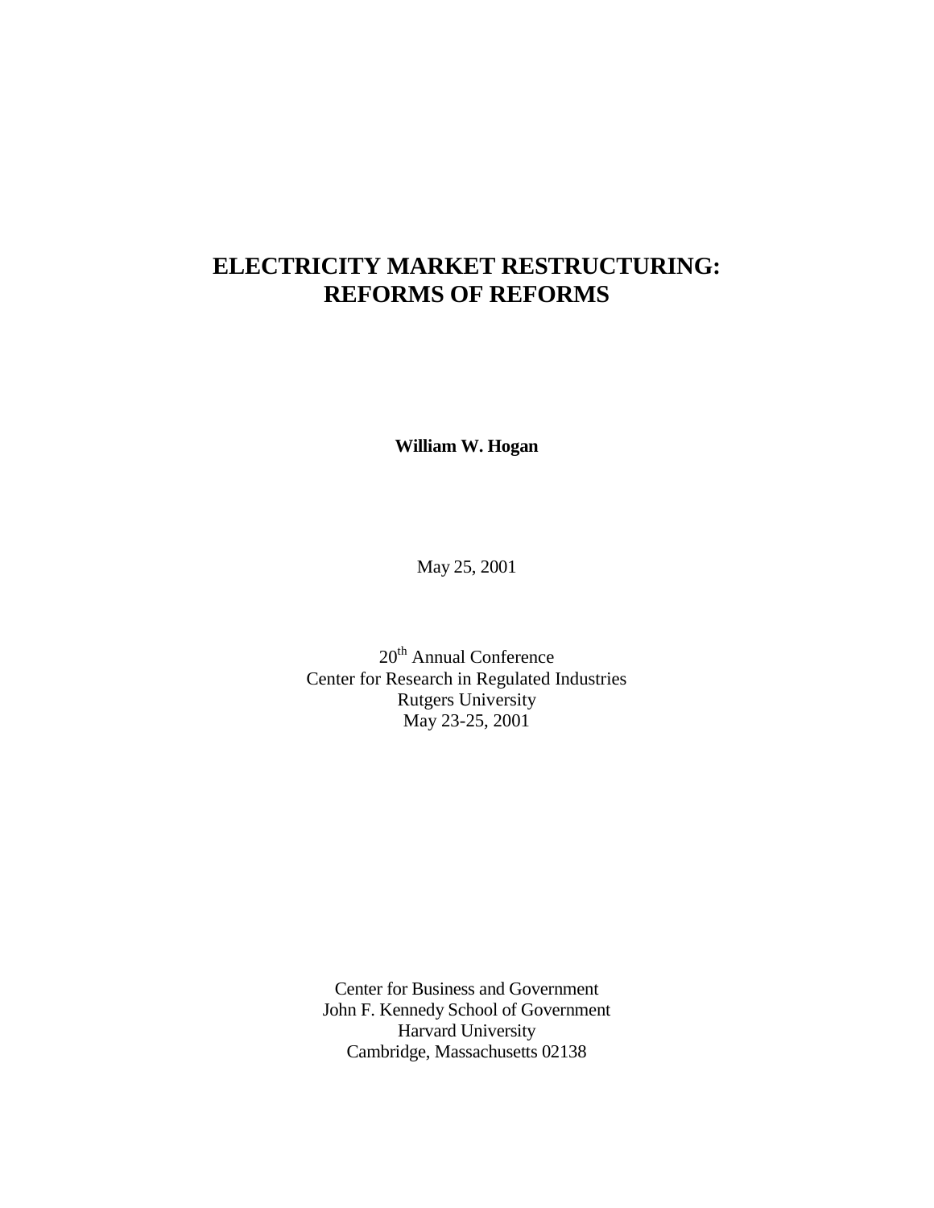# ELECTRICITY MARKET RESTRUCTURING: REFORMS OF REFORMS

**William W. Hogan**

May 25, 2001

20th Annual Conference
Center for Research in Regulated Industries
Rutgers University
May 23-25, 2001

Center for Business and Government
John F. Kennedy School of Government
Harvard University
Cambridge, Massachusetts 02138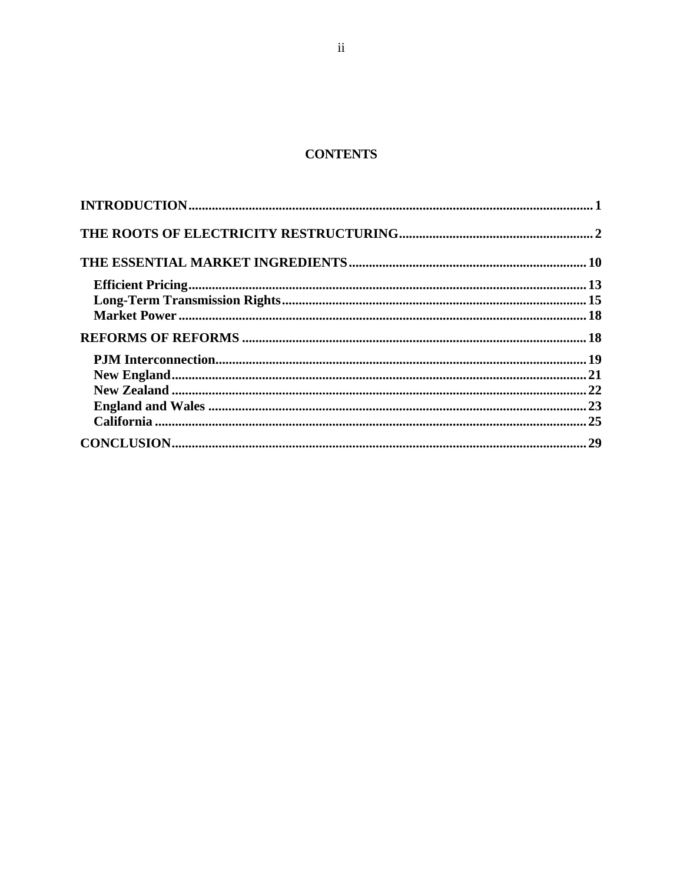# CONTENTS

**INTRODUCTION** ........................................................ 1

**THE ROOTS OF ELECTRICITY RESTRUCTURING** ........................................................ 2

**THE ESSENTIAL MARKET INGREDIENTS** ........................................................ 10

- **Efficient Pricing** ........................................................ 13
- **Long-Term Transmission Rights** ........................................................ 15
- **Market Power** ........................................................ 18

**REFORMS OF REFORMS** ........................................................ 18

- **PJM Interconnection** ........................................................ 19
- **New England** ........................................................ 21
- **New Zealand** ........................................................ 22
- **England and Wales** ........................................................ 23
- **California** ........................................................ 25

**CONCLUSION** ........................................................ 29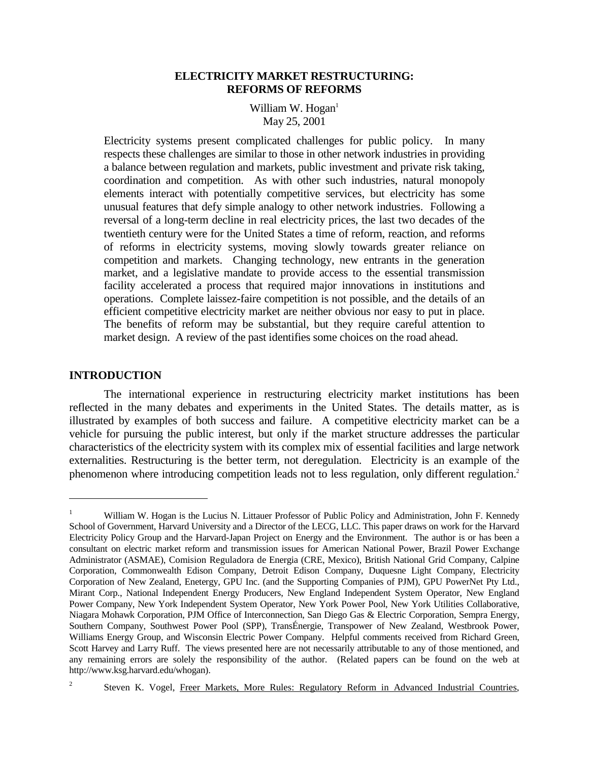# ELECTRICITY MARKET RESTRUCTURING: REFORMS OF REFORMS

William W. Hogan[1]
May 25, 2001

> Electricity systems present complicated challenges for public policy. In many respects these challenges are similar to those in other network industries in providing a balance between regulation and markets, public investment and private risk taking, coordination and competition. As with other such industries, natural monopoly elements interact with potentially competitive services, but electricity has some unusual features that defy simple analogy to other network industries. Following a reversal of a long-term decline in real electricity prices, the last two decades of the twentieth century were for the United States a time of reform, reaction, and reforms of reforms in electricity systems, moving slowly towards greater reliance on competition and markets. Changing technology, new entrants in the generation market, and a legislative mandate to provide access to the essential transmission facility accelerated a process that required major innovations in institutions and operations. Complete laissez-faire competition is not possible, and the details of an efficient competitive electricity market are neither obvious nor easy to put in place. The benefits of reform may be substantial, but they require careful attention to market design. A review of the past identifies some choices on the road ahead.

## INTRODUCTION

The international experience in restructuring electricity market institutions has been reflected in the many debates and experiments in the United States. The details matter, as is illustrated by examples of both success and failure. A competitive electricity market can be a vehicle for pursuing the public interest, but only if the market structure addresses the particular characteristics of the electricity system with its complex mix of essential facilities and large network externalities. Restructuring is the better term, not deregulation. Electricity is an example of the phenomenon where introducing competition leads not to less regulation, only different regulation.[2]

---

[1] William W. Hogan is the Lucius N. Littauer Professor of Public Policy and Administration, John F. Kennedy School of Government, Harvard University and a Director of the LECG, LLC. This paper draws on work for the Harvard Electricity Policy Group and the Harvard-Japan Project on Energy and the Environment. The author is or has been a consultant on electric market reform and transmission issues for American National Power, Brazil Power Exchange Administrator (ASMAE), Comision Reguladora de Energia (CRE, Mexico), British National Grid Company, Calpine Corporation, Commonwealth Edison Company, Detroit Edison Company, Duquesne Light Company, Electricity Corporation of New Zealand, Enetergy, GPU Inc. (and the Supporting Companies of PJM), GPU PowerNet Pty Ltd., Mirant Corp., National Independent Energy Producers, New England Independent System Operator, New England Power Company, New York Independent System Operator, New York Power Pool, New York Utilities Collaborative, Niagara Mohawk Corporation, PJM Office of Interconnection, San Diego Gas & Electric Corporation, Sempra Energy, Southern Company, Southwest Power Pool (SPP), TransÉnergie, Transpower of New Zealand, Westbrook Power, Williams Energy Group, and Wisconsin Electric Power Company. Helpful comments received from Richard Green, Scott Harvey and Larry Ruff. The views presented here are not necessarily attributable to any of those mentioned, and any remaining errors are solely the responsibility of the author. (Related papers can be found on the web at http://www.ksg.harvard.edu/whogan).

[2] Steven K. Vogel, Freer Markets, More Rules: Regulatory Reform in Advanced Industrial Countries,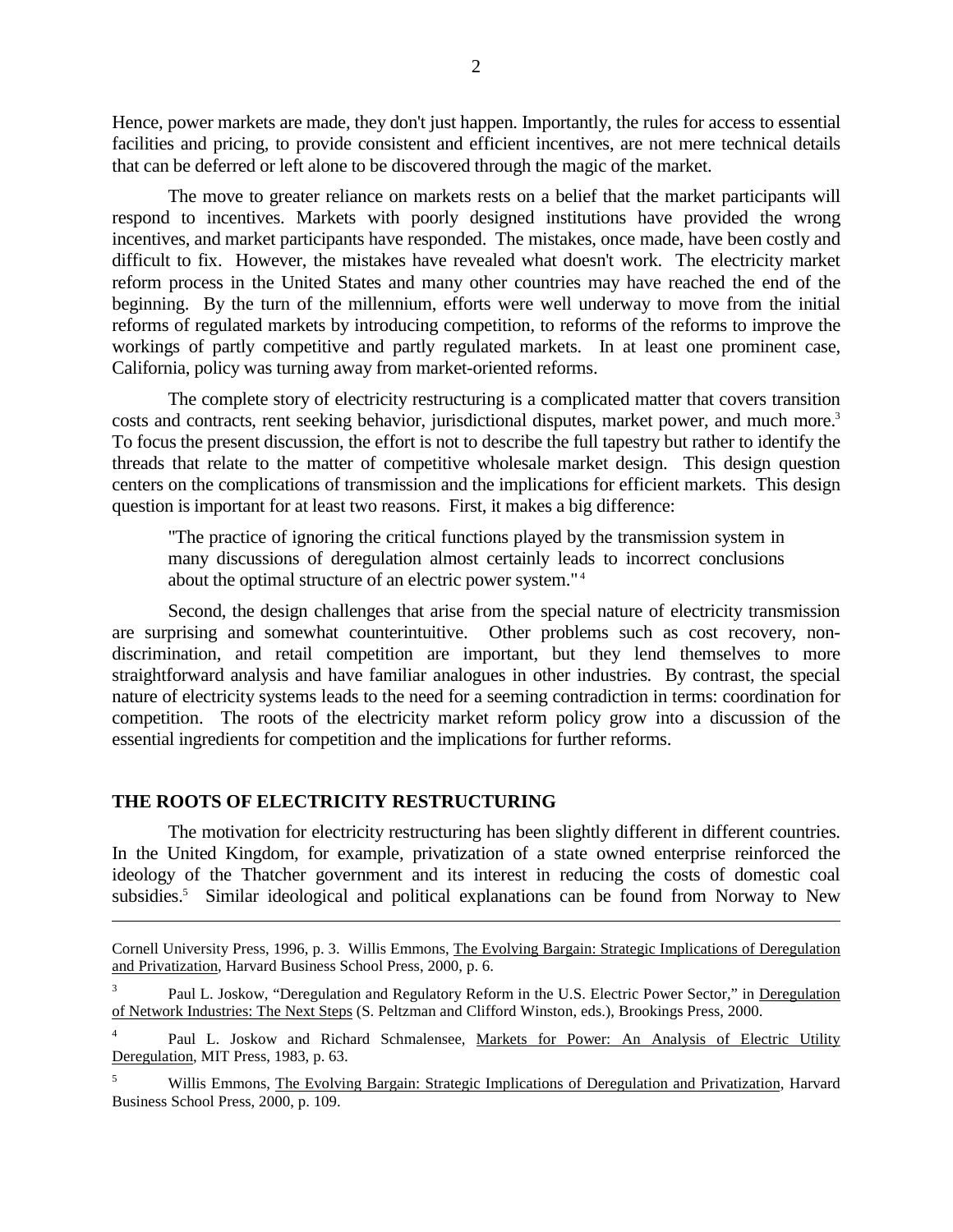Hence, power markets are made, they don't just happen. Importantly, the rules for access to essential facilities and pricing, to provide consistent and efficient incentives, are not mere technical details that can be deferred or left alone to be discovered through the magic of the market.

The move to greater reliance on markets rests on a belief that the market participants will respond to incentives. Markets with poorly designed institutions have provided the wrong incentives, and market participants have responded. The mistakes, once made, have been costly and difficult to fix. However, the mistakes have revealed what doesn't work. The electricity market reform process in the United States and many other countries may have reached the end of the beginning. By the turn of the millennium, efforts were well underway to move from the initial reforms of regulated markets by introducing competition, to reforms of the reforms to improve the workings of partly competitive and partly regulated markets. In at least one prominent case, California, policy was turning away from market-oriented reforms.

The complete story of electricity restructuring is a complicated matter that covers transition costs and contracts, rent seeking behavior, jurisdictional disputes, market power, and much more.[3] To focus the present discussion, the effort is not to describe the full tapestry but rather to identify the threads that relate to the matter of competitive wholesale market design. This design question centers on the complications of transmission and the implications for efficient markets. This design question is important for at least two reasons. First, it makes a big difference:

> "The practice of ignoring the critical functions played by the transmission system in many discussions of deregulation almost certainly leads to incorrect conclusions about the optimal structure of an electric power system."[4]

Second, the design challenges that arise from the special nature of electricity transmission are surprising and somewhat counterintuitive. Other problems such as cost recovery, non-discrimination, and retail competition are important, but they lend themselves to more straightforward analysis and have familiar analogues in other industries. By contrast, the special nature of electricity systems leads to the need for a seeming contradiction in terms: coordination for competition. The roots of the electricity market reform policy grow into a discussion of the essential ingredients for competition and the implications for further reforms.

## THE ROOTS OF ELECTRICITY RESTRUCTURING

The motivation for electricity restructuring has been slightly different in different countries. In the United Kingdom, for example, privatization of a state owned enterprise reinforced the ideology of the Thatcher government and its interest in reducing the costs of domestic coal subsidies.[5] Similar ideological and political explanations can be found from Norway to New

---

Cornell University Press, 1996, p. 3. Willis Emmons, The Evolving Bargain: Strategic Implications of Deregulation and Privatization, Harvard Business School Press, 2000, p. 6.

[3] Paul L. Joskow, "Deregulation and Regulatory Reform in the U.S. Electric Power Sector," in Deregulation of Network Industries: The Next Steps (S. Peltzman and Clifford Winston, eds.), Brookings Press, 2000.

[4] Paul L. Joskow and Richard Schmalensee, Markets for Power: An Analysis of Electric Utility Deregulation, MIT Press, 1983, p. 63.

[5] Willis Emmons, The Evolving Bargain: Strategic Implications of Deregulation and Privatization, Harvard Business School Press, 2000, p. 109.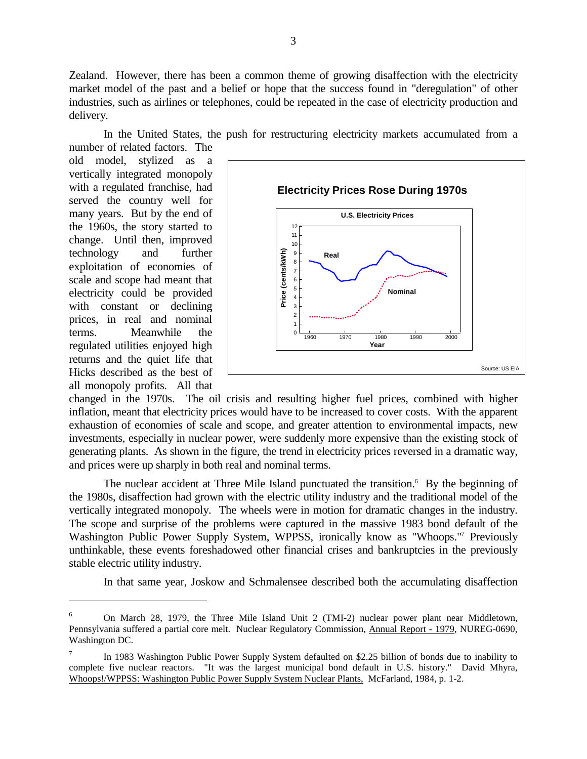Zealand. However, there has been a common theme of growing disaffection with the electricity market model of the past and a belief or hope that the success found in "deregulation" of other industries, such as airlines or telephones, could be repeated in the case of electricity production and delivery.

In the United States, the push for restructuring electricity markets accumulated from a number of related factors. The old model, stylized as a vertically integrated monopoly with a regulated franchise, had served the country well for many years. But by the end of the 1960s, the story started to change. Until then, improved technology and further exploitation of economies of scale and scope had meant that electricity could be provided with constant or declining prices, in real and nominal terms. Meanwhile the regulated utilities enjoyed high returns and the quiet life that Hicks described as the best of all monopoly profits. All that changed in the 1970s. The oil crisis and resulting higher fuel prices, combined with higher inflation, meant that electricity prices would have to be increased to cover costs. With the apparent exhaustion of economies of scale and scope, and greater attention to environmental impacts, new investments, especially in nuclear power, were suddenly more expensive than the existing stock of generating plants. As shown in the figure, the trend in electricity prices reversed in a dramatic way, and prices were up sharply in both real and nominal terms.

**Electricity Prices Rose During 1970s**

U.S. Electricity Prices

Source: US EIA

The nuclear accident at Three Mile Island punctuated the transition.[6] By the beginning of the 1980s, disaffection had grown with the electric utility industry and the traditional model of the vertically integrated monopoly. The wheels were in motion for dramatic changes in the industry. The scope and surprise of the problems were captured in the massive 1983 bond default of the Washington Public Power Supply System, WPPSS, ironically know as "Whoops."[7] Previously unthinkable, these events foreshadowed other financial crises and bankruptcies in the previously stable electric utility industry.

In that same year, Joskow and Schmalensee described both the accumulating disaffection

---

[6] On March 28, 1979, the Three Mile Island Unit 2 (TMI-2) nuclear power plant near Middletown, Pennsylvania suffered a partial core melt. Nuclear Regulatory Commission, Annual Report - 1979, NUREG-0690, Washington DC.

[7] In 1983 Washington Public Power Supply System defaulted on $2.25 billion of bonds due to inability to complete five nuclear reactors. "It was the largest municipal bond default in U.S. history." David Mhyra, Whoops!/WPPSS: Washington Public Power Supply System Nuclear Plants, McFarland, 1984, p. 1-2.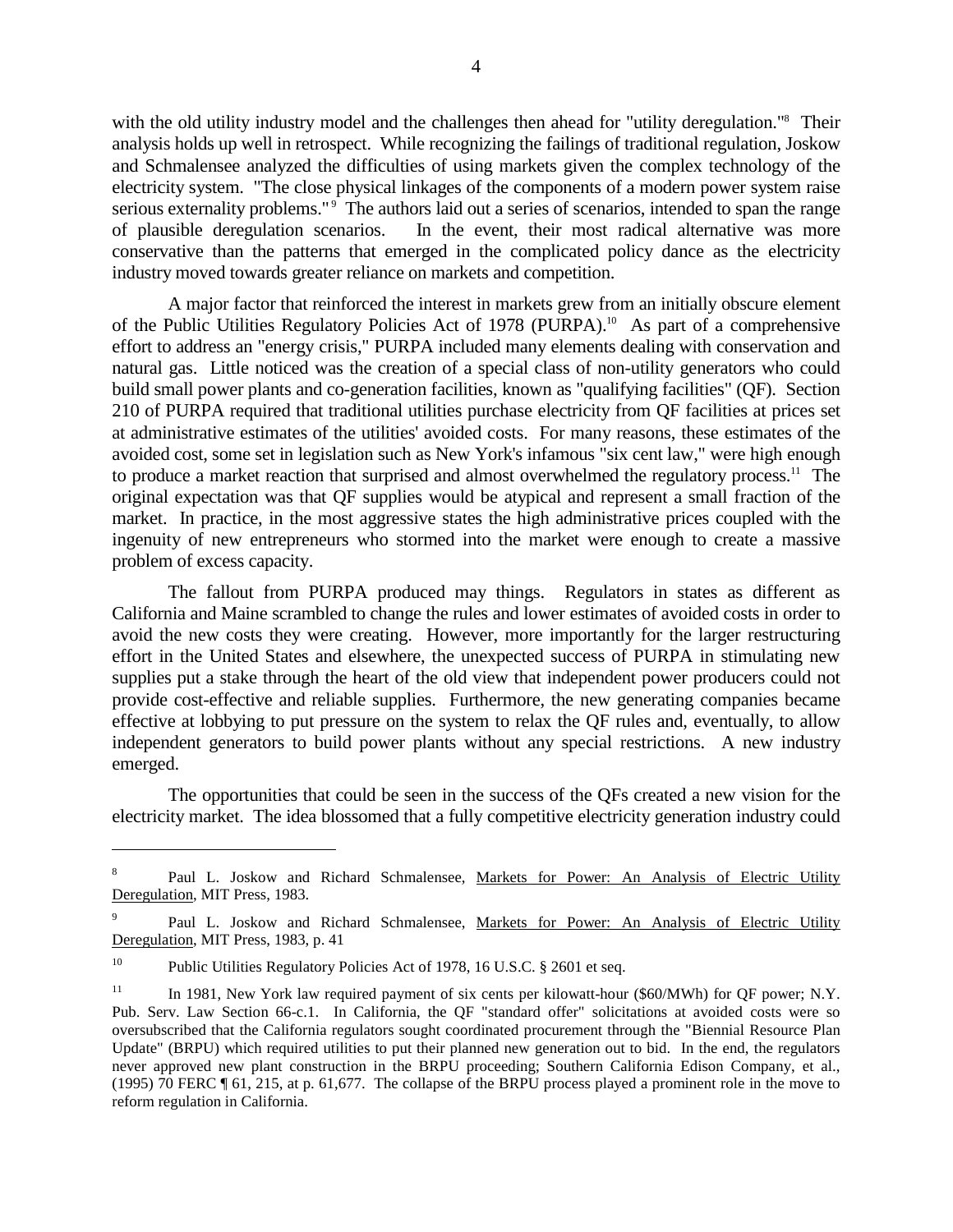with the old utility industry model and the challenges then ahead for "utility deregulation."[8] Their analysis holds up well in retrospect. While recognizing the failings of traditional regulation, Joskow and Schmalensee analyzed the difficulties of using markets given the complex technology of the electricity system. "The close physical linkages of the components of a modern power system raise serious externality problems."[9] The authors laid out a series of scenarios, intended to span the range of plausible deregulation scenarios. In the event, their most radical alternative was more conservative than the patterns that emerged in the complicated policy dance as the electricity industry moved towards greater reliance on markets and competition.

A major factor that reinforced the interest in markets grew from an initially obscure element of the Public Utilities Regulatory Policies Act of 1978 (PURPA).[10] As part of a comprehensive effort to address an "energy crisis," PURPA included many elements dealing with conservation and natural gas. Little noticed was the creation of a special class of non-utility generators who could build small power plants and co-generation facilities, known as "qualifying facilities" (QF). Section 210 of PURPA required that traditional utilities purchase electricity from QF facilities at prices set at administrative estimates of the utilities' avoided costs. For many reasons, these estimates of the avoided cost, some set in legislation such as New York's infamous "six cent law," were high enough to produce a market reaction that surprised and almost overwhelmed the regulatory process.[11] The original expectation was that QF supplies would be atypical and represent a small fraction of the market. In practice, in the most aggressive states the high administrative prices coupled with the ingenuity of new entrepreneurs who stormed into the market were enough to create a massive problem of excess capacity.

The fallout from PURPA produced may things. Regulators in states as different as California and Maine scrambled to change the rules and lower estimates of avoided costs in order to avoid the new costs they were creating. However, more importantly for the larger restructuring effort in the United States and elsewhere, the unexpected success of PURPA in stimulating new supplies put a stake through the heart of the old view that independent power producers could not provide cost-effective and reliable supplies. Furthermore, the new generating companies became effective at lobbying to put pressure on the system to relax the QF rules and, eventually, to allow independent generators to build power plants without any special restrictions. A new industry emerged.

The opportunities that could be seen in the success of the QFs created a new vision for the electricity market. The idea blossomed that a fully competitive electricity generation industry could

---

[8] Paul L. Joskow and Richard Schmalensee, Markets for Power: An Analysis of Electric Utility Deregulation, MIT Press, 1983.

[9] Paul L. Joskow and Richard Schmalensee, Markets for Power: An Analysis of Electric Utility Deregulation, MIT Press, 1983, p. 41

[10] Public Utilities Regulatory Policies Act of 1978, 16 U.S.C. § 2601 et seq.

[11] In 1981, New York law required payment of six cents per kilowatt-hour ($60/MWh) for QF power; N.Y. Pub. Serv. Law Section 66-c.1. In California, the QF "standard offer" solicitations at avoided costs were so oversubscribed that the California regulators sought coordinated procurement through the "Biennial Resource Plan Update" (BRPU) which required utilities to put their planned new generation out to bid. In the end, the regulators never approved new plant construction in the BRPU proceeding; Southern California Edison Company, et al., (1995) 70 FERC ¶ 61, 215, at p. 61,677. The collapse of the BRPU process played a prominent role in the move to reform regulation in California.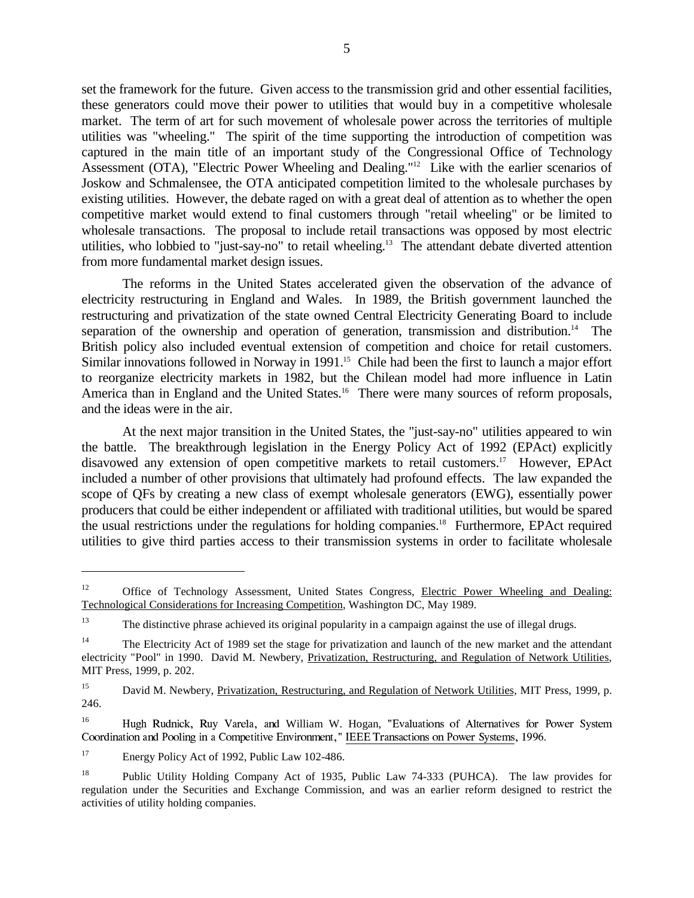set the framework for the future. Given access to the transmission grid and other essential facilities, these generators could move their power to utilities that would buy in a competitive wholesale market. The term of art for such movement of wholesale power across the territories of multiple utilities was "wheeling." The spirit of the time supporting the introduction of competition was captured in the main title of an important study of the Congressional Office of Technology Assessment (OTA), "Electric Power Wheeling and Dealing."[12] Like with the earlier scenarios of Joskow and Schmalensee, the OTA anticipated competition limited to the wholesale purchases by existing utilities. However, the debate raged on with a great deal of attention as to whether the open competitive market would extend to final customers through "retail wheeling" or be limited to wholesale transactions. The proposal to include retail transactions was opposed by most electric utilities, who lobbied to "just-say-no" to retail wheeling.[13] The attendant debate diverted attention from more fundamental market design issues.

The reforms in the United States accelerated given the observation of the advance of electricity restructuring in England and Wales. In 1989, the British government launched the restructuring and privatization of the state owned Central Electricity Generating Board to include separation of the ownership and operation of generation, transmission and distribution.[14] The British policy also included eventual extension of competition and choice for retail customers. Similar innovations followed in Norway in 1991.[15] Chile had been the first to launch a major effort to reorganize electricity markets in 1982, but the Chilean model had more influence in Latin America than in England and the United States.[16] There were many sources of reform proposals, and the ideas were in the air.

At the next major transition in the United States, the "just-say-no" utilities appeared to win the battle. The breakthrough legislation in the Energy Policy Act of 1992 (EPAct) explicitly disavowed any extension of open competitive markets to retail customers.[17] However, EPAct included a number of other provisions that ultimately had profound effects. The law expanded the scope of QFs by creating a new class of exempt wholesale generators (EWG), essentially power producers that could be either independent or affiliated with traditional utilities, but would be spared the usual restrictions under the regulations for holding companies.[18] Furthermore, EPAct required utilities to give third parties access to their transmission systems in order to facilitate wholesale

---

[12] Office of Technology Assessment, United States Congress, Electric Power Wheeling and Dealing: Technological Considerations for Increasing Competition, Washington DC, May 1989.

[13] The distinctive phrase achieved its original popularity in a campaign against the use of illegal drugs.

[14] The Electricity Act of 1989 set the stage for privatization and launch of the new market and the attendant electricity "Pool" in 1990. David M. Newbery, Privatization, Restructuring, and Regulation of Network Utilities, MIT Press, 1999, p. 202.

[15] David M. Newbery, Privatization, Restructuring, and Regulation of Network Utilities, MIT Press, 1999, p. 246.

[16] Hugh Rudnick, Ruy Varela, and William W. Hogan, "Evaluations of Alternatives for Power System Coordination and Pooling in a Competitive Environment," IEEE Transactions on Power Systems, 1996.

[17] Energy Policy Act of 1992, Public Law 102-486.

[18] Public Utility Holding Company Act of 1935, Public Law 74-333 (PUHCA). The law provides for regulation under the Securities and Exchange Commission, and was an earlier reform designed to restrict the activities of utility holding companies.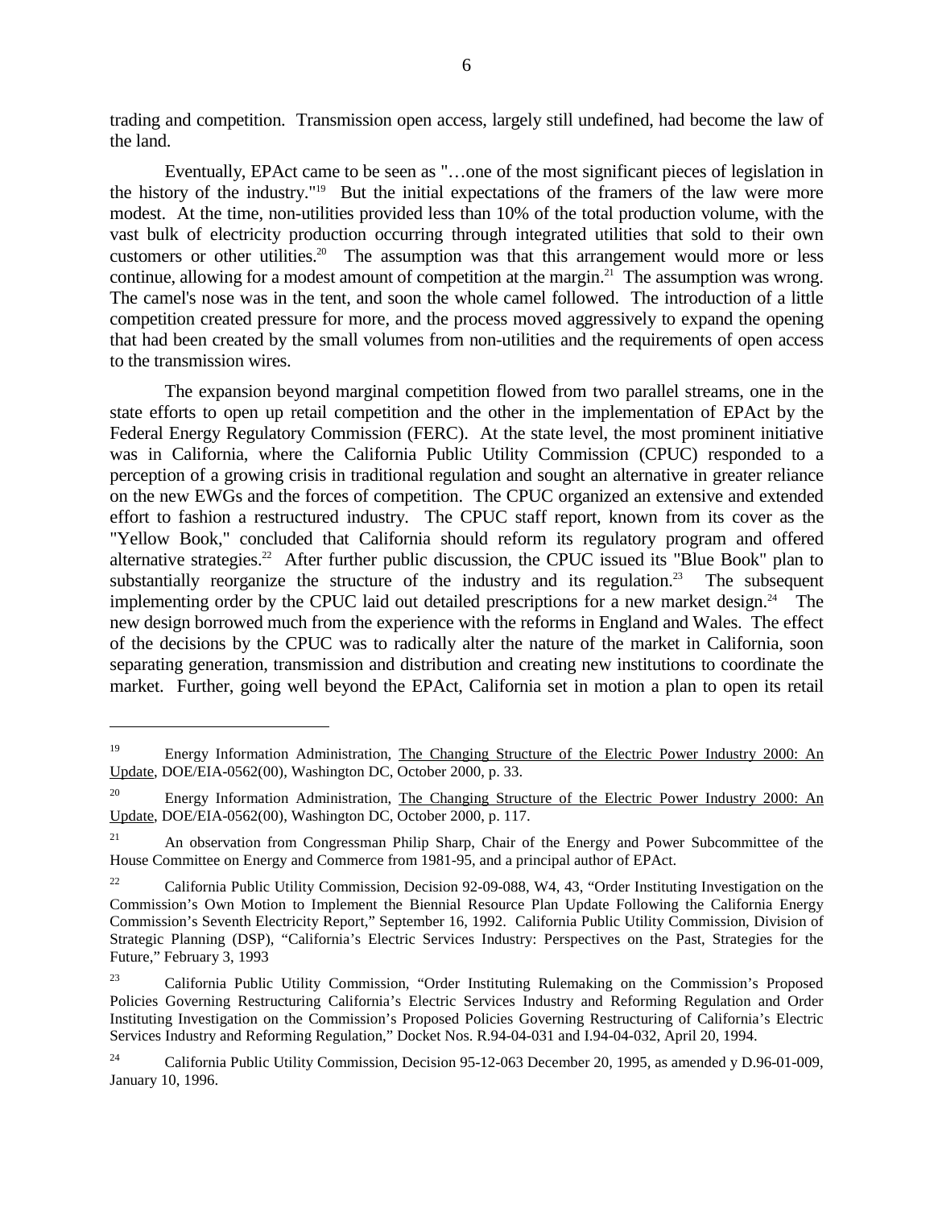trading and competition. Transmission open access, largely still undefined, had become the law of the land.

Eventually, EPAct came to be seen as "…one of the most significant pieces of legislation in the history of the industry."[19] But the initial expectations of the framers of the law were more modest. At the time, non-utilities provided less than 10% of the total production volume, with the vast bulk of electricity production occurring through integrated utilities that sold to their own customers or other utilities.[20] The assumption was that this arrangement would more or less continue, allowing for a modest amount of competition at the margin.[21] The assumption was wrong. The camel's nose was in the tent, and soon the whole camel followed. The introduction of a little competition created pressure for more, and the process moved aggressively to expand the opening that had been created by the small volumes from non-utilities and the requirements of open access to the transmission wires.

The expansion beyond marginal competition flowed from two parallel streams, one in the state efforts to open up retail competition and the other in the implementation of EPAct by the Federal Energy Regulatory Commission (FERC). At the state level, the most prominent initiative was in California, where the California Public Utility Commission (CPUC) responded to a perception of a growing crisis in traditional regulation and sought an alternative in greater reliance on the new EWGs and the forces of competition. The CPUC organized an extensive and extended effort to fashion a restructured industry. The CPUC staff report, known from its cover as the "Yellow Book," concluded that California should reform its regulatory program and offered alternative strategies.[22] After further public discussion, the CPUC issued its "Blue Book" plan to substantially reorganize the structure of the industry and its regulation.[23] The subsequent implementing order by the CPUC laid out detailed prescriptions for a new market design.[24] The new design borrowed much from the experience with the reforms in England and Wales. The effect of the decisions by the CPUC was to radically alter the nature of the market in California, soon separating generation, transmission and distribution and creating new institutions to coordinate the market. Further, going well beyond the EPAct, California set in motion a plan to open its retail

---

[19] Energy Information Administration, The Changing Structure of the Electric Power Industry 2000: An Update, DOE/EIA-0562(00), Washington DC, October 2000, p. 33.

[20] Energy Information Administration, The Changing Structure of the Electric Power Industry 2000: An Update, DOE/EIA-0562(00), Washington DC, October 2000, p. 117.

[21] An observation from Congressman Philip Sharp, Chair of the Energy and Power Subcommittee of the House Committee on Energy and Commerce from 1981-95, and a principal author of EPAct.

[22] California Public Utility Commission, Decision 92-09-088, W4, 43, "Order Instituting Investigation on the Commission's Own Motion to Implement the Biennial Resource Plan Update Following the California Energy Commission's Seventh Electricity Report," September 16, 1992. California Public Utility Commission, Division of Strategic Planning (DSP), "California's Electric Services Industry: Perspectives on the Past, Strategies for the Future," February 3, 1993

[23] California Public Utility Commission, "Order Instituting Rulemaking on the Commission's Proposed Policies Governing Restructuring California's Electric Services Industry and Reforming Regulation and Order Instituting Investigation on the Commission's Proposed Policies Governing Restructuring of California's Electric Services Industry and Reforming Regulation," Docket Nos. R.94-04-031 and I.94-04-032, April 20, 1994.

[24] California Public Utility Commission, Decision 95-12-063 December 20, 1995, as amended y D.96-01-009, January 10, 1996.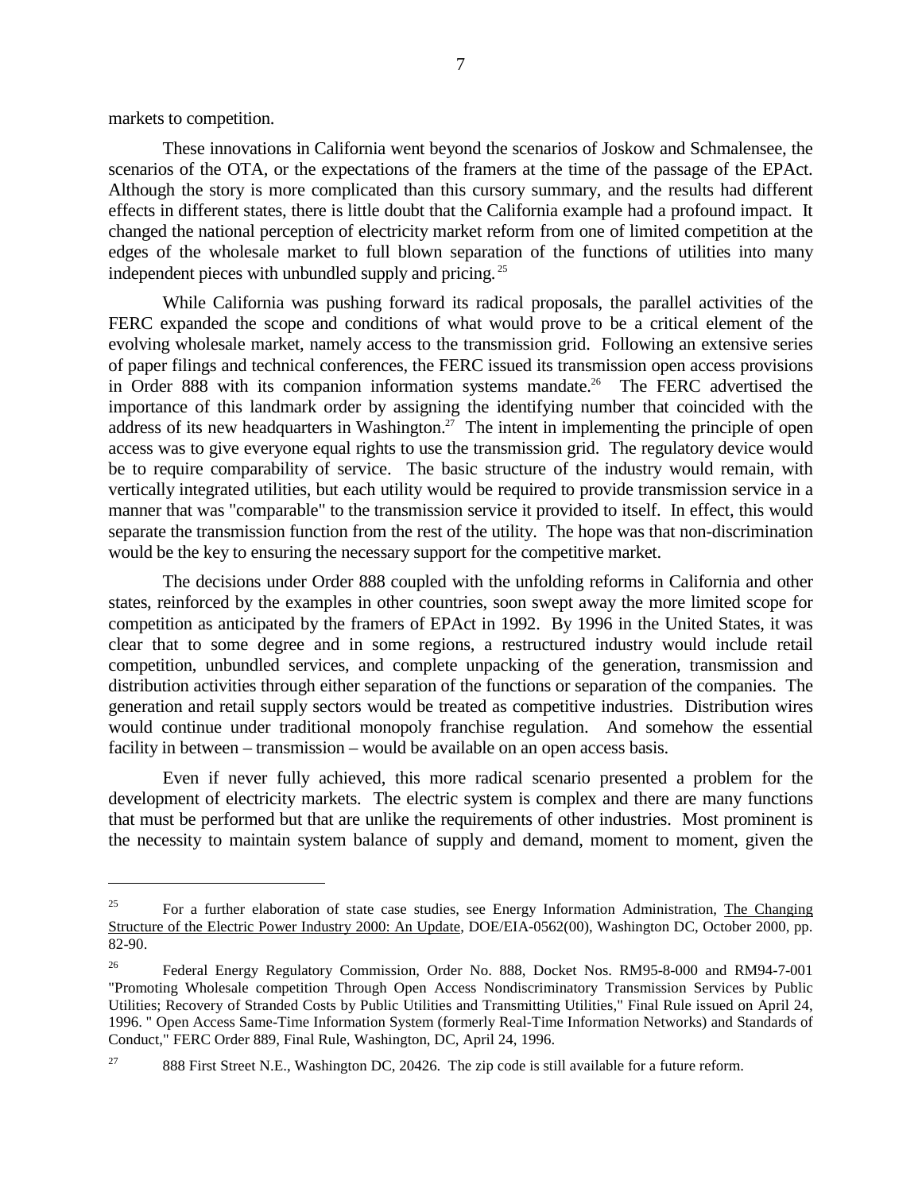markets to competition.

These innovations in California went beyond the scenarios of Joskow and Schmalensee, the scenarios of the OTA, or the expectations of the framers at the time of the passage of the EPAct. Although the story is more complicated than this cursory summary, and the results had different effects in different states, there is little doubt that the California example had a profound impact. It changed the national perception of electricity market reform from one of limited competition at the edges of the wholesale market to full blown separation of the functions of utilities into many independent pieces with unbundled supply and pricing.[25]

While California was pushing forward its radical proposals, the parallel activities of the FERC expanded the scope and conditions of what would prove to be a critical element of the evolving wholesale market, namely access to the transmission grid. Following an extensive series of paper filings and technical conferences, the FERC issued its transmission open access provisions in Order 888 with its companion information systems mandate.[26] The FERC advertised the importance of this landmark order by assigning the identifying number that coincided with the address of its new headquarters in Washington.[27] The intent in implementing the principle of open access was to give everyone equal rights to use the transmission grid. The regulatory device would be to require comparability of service. The basic structure of the industry would remain, with vertically integrated utilities, but each utility would be required to provide transmission service in a manner that was "comparable" to the transmission service it provided to itself. In effect, this would separate the transmission function from the rest of the utility. The hope was that non-discrimination would be the key to ensuring the necessary support for the competitive market.

The decisions under Order 888 coupled with the unfolding reforms in California and other states, reinforced by the examples in other countries, soon swept away the more limited scope for competition as anticipated by the framers of EPAct in 1992. By 1996 in the United States, it was clear that to some degree and in some regions, a restructured industry would include retail competition, unbundled services, and complete unpacking of the generation, transmission and distribution activities through either separation of the functions or separation of the companies. The generation and retail supply sectors would be treated as competitive industries. Distribution wires would continue under traditional monopoly franchise regulation. And somehow the essential facility in between – transmission – would be available on an open access basis.

Even if never fully achieved, this more radical scenario presented a problem for the development of electricity markets. The electric system is complex and there are many functions that must be performed but that are unlike the requirements of other industries. Most prominent is the necessity to maintain system balance of supply and demand, moment to moment, given the

---

[25] For a further elaboration of state case studies, see Energy Information Administration, The Changing Structure of the Electric Power Industry 2000: An Update, DOE/EIA-0562(00), Washington DC, October 2000, pp. 82-90.

[26] Federal Energy Regulatory Commission, Order No. 888, Docket Nos. RM95-8-000 and RM94-7-001 "Promoting Wholesale competition Through Open Access Nondiscriminatory Transmission Services by Public Utilities; Recovery of Stranded Costs by Public Utilities and Transmitting Utilities," Final Rule issued on April 24, 1996. " Open Access Same-Time Information System (formerly Real-Time Information Networks) and Standards of Conduct," FERC Order 889, Final Rule, Washington, DC, April 24, 1996.

[27] 888 First Street N.E., Washington DC, 20426. The zip code is still available for a future reform.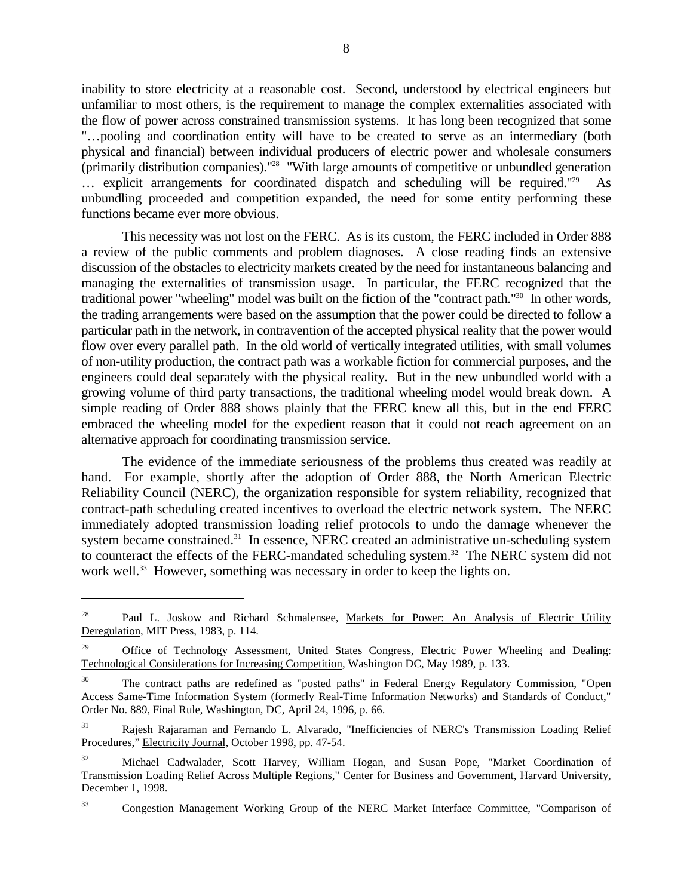inability to store electricity at a reasonable cost. Second, understood by electrical engineers but unfamiliar to most others, is the requirement to manage the complex externalities associated with the flow of power across constrained transmission systems. It has long been recognized that some "…pooling and coordination entity will have to be created to serve as an intermediary (both physical and financial) between individual producers of electric power and wholesale consumers (primarily distribution companies)."[28] "With large amounts of competitive or unbundled generation … explicit arrangements for coordinated dispatch and scheduling will be required."[29] As unbundling proceeded and competition expanded, the need for some entity performing these functions became ever more obvious.

This necessity was not lost on the FERC. As is its custom, the FERC included in Order 888 a review of the public comments and problem diagnoses. A close reading finds an extensive discussion of the obstacles to electricity markets created by the need for instantaneous balancing and managing the externalities of transmission usage. In particular, the FERC recognized that the traditional power "wheeling" model was built on the fiction of the "contract path."[30] In other words, the trading arrangements were based on the assumption that the power could be directed to follow a particular path in the network, in contravention of the accepted physical reality that the power would flow over every parallel path. In the old world of vertically integrated utilities, with small volumes of non-utility production, the contract path was a workable fiction for commercial purposes, and the engineers could deal separately with the physical reality. But in the new unbundled world with a growing volume of third party transactions, the traditional wheeling model would break down. A simple reading of Order 888 shows plainly that the FERC knew all this, but in the end FERC embraced the wheeling model for the expedient reason that it could not reach agreement on an alternative approach for coordinating transmission service.

The evidence of the immediate seriousness of the problems thus created was readily at hand. For example, shortly after the adoption of Order 888, the North American Electric Reliability Council (NERC), the organization responsible for system reliability, recognized that contract-path scheduling created incentives to overload the electric network system. The NERC immediately adopted transmission loading relief protocols to undo the damage whenever the system became constrained.[31] In essence, NERC created an administrative un-scheduling system to counteract the effects of the FERC-mandated scheduling system.[32] The NERC system did not work well.[33] However, something was necessary in order to keep the lights on.

---

[28] Paul L. Joskow and Richard Schmalensee, Markets for Power: An Analysis of Electric Utility Deregulation, MIT Press, 1983, p. 114.

[29] Office of Technology Assessment, United States Congress, Electric Power Wheeling and Dealing: Technological Considerations for Increasing Competition, Washington DC, May 1989, p. 133.

[30] The contract paths are redefined as "posted paths" in Federal Energy Regulatory Commission, "Open Access Same-Time Information System (formerly Real-Time Information Networks) and Standards of Conduct," Order No. 889, Final Rule, Washington, DC, April 24, 1996, p. 66.

[31] Rajesh Rajaraman and Fernando L. Alvarado, "Inefficiencies of NERC's Transmission Loading Relief Procedures," Electricity Journal, October 1998, pp. 47-54.

[32] Michael Cadwalader, Scott Harvey, William Hogan, and Susan Pope, "Market Coordination of Transmission Loading Relief Across Multiple Regions," Center for Business and Government, Harvard University, December 1, 1998.

[33] Congestion Management Working Group of the NERC Market Interface Committee, "Comparison of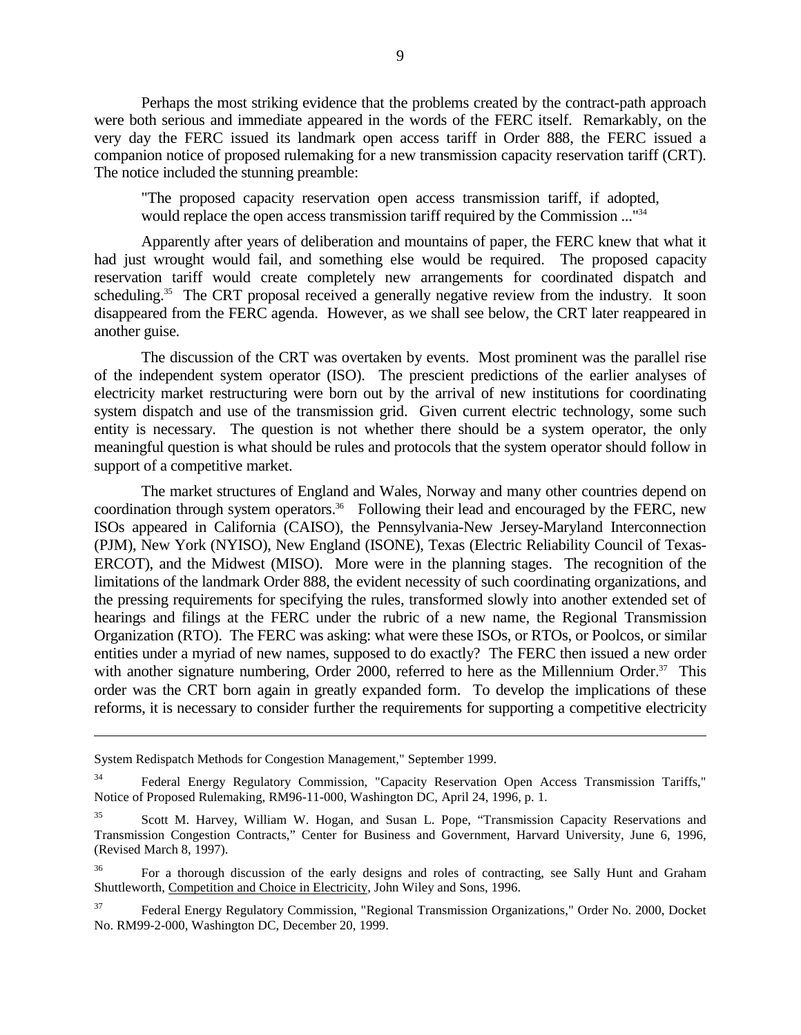Perhaps the most striking evidence that the problems created by the contract-path approach were both serious and immediate appeared in the words of the FERC itself. Remarkably, on the very day the FERC issued its landmark open access tariff in Order 888, the FERC issued a companion notice of proposed rulemaking for a new transmission capacity reservation tariff (CRT). The notice included the stunning preamble:

> "The proposed capacity reservation open access transmission tariff, if adopted, would replace the open access transmission tariff required by the Commission ..."[34]

Apparently after years of deliberation and mountains of paper, the FERC knew that what it had just wrought would fail, and something else would be required. The proposed capacity reservation tariff would create completely new arrangements for coordinated dispatch and scheduling.[35] The CRT proposal received a generally negative review from the industry. It soon disappeared from the FERC agenda. However, as we shall see below, the CRT later reappeared in another guise.

The discussion of the CRT was overtaken by events. Most prominent was the parallel rise of the independent system operator (ISO). The prescient predictions of the earlier analyses of electricity market restructuring were born out by the arrival of new institutions for coordinating system dispatch and use of the transmission grid. Given current electric technology, some such entity is necessary. The question is not whether there should be a system operator, the only meaningful question is what should be rules and protocols that the system operator should follow in support of a competitive market.

The market structures of England and Wales, Norway and many other countries depend on coordination through system operators.[36] Following their lead and encouraged by the FERC, new ISOs appeared in California (CAISO), the Pennsylvania-New Jersey-Maryland Interconnection (PJM), New York (NYISO), New England (ISONE), Texas (Electric Reliability Council of Texas-ERCOT), and the Midwest (MISO). More were in the planning stages. The recognition of the limitations of the landmark Order 888, the evident necessity of such coordinating organizations, and the pressing requirements for specifying the rules, transformed slowly into another extended set of hearings and filings at the FERC under the rubric of a new name, the Regional Transmission Organization (RTO). The FERC was asking: what were these ISOs, or RTOs, or Poolcos, or similar entities under a myriad of new names, supposed to do exactly? The FERC then issued a new order with another signature numbering, Order 2000, referred to here as the Millennium Order.[37] This order was the CRT born again in greatly expanded form. To develop the implications of these reforms, it is necessary to consider further the requirements for supporting a competitive electricity

---

System Redispatch Methods for Congestion Management," September 1999.

[34] Federal Energy Regulatory Commission, "Capacity Reservation Open Access Transmission Tariffs," Notice of Proposed Rulemaking, RM96-11-000, Washington DC, April 24, 1996, p. 1.

[35] Scott M. Harvey, William W. Hogan, and Susan L. Pope, "Transmission Capacity Reservations and Transmission Congestion Contracts," Center for Business and Government, Harvard University, June 6, 1996, (Revised March 8, 1997).

[36] For a thorough discussion of the early designs and roles of contracting, see Sally Hunt and Graham Shuttleworth, Competition and Choice in Electricity, John Wiley and Sons, 1996.

[37] Federal Energy Regulatory Commission, "Regional Transmission Organizations," Order No. 2000, Docket No. RM99-2-000, Washington DC, December 20, 1999.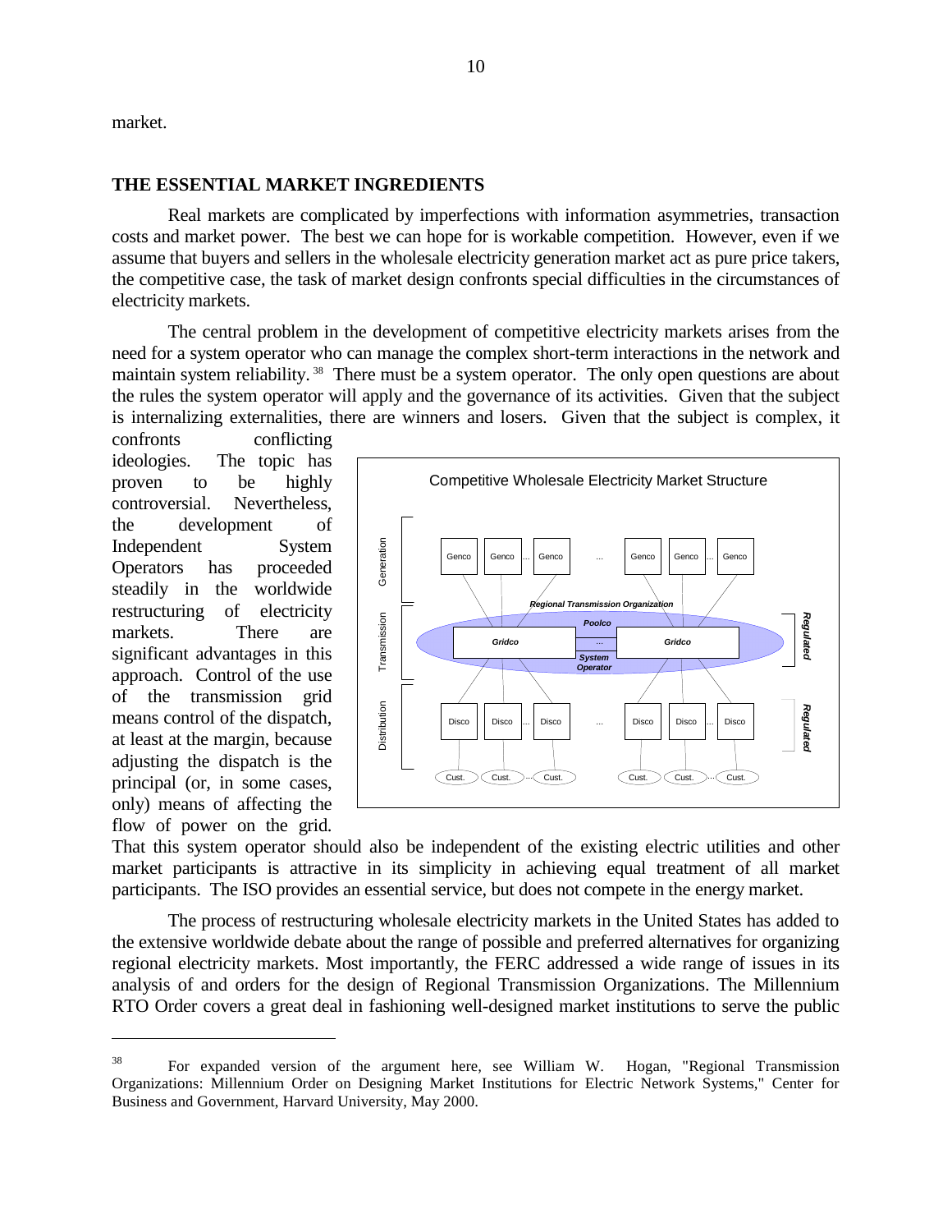market.

## THE ESSENTIAL MARKET INGREDIENTS

Real markets are complicated by imperfections with information asymmetries, transaction costs and market power. The best we can hope for is workable competition. However, even if we assume that buyers and sellers in the wholesale electricity generation market act as pure price takers, the competitive case, the task of market design confronts special difficulties in the circumstances of electricity markets.

The central problem in the development of competitive electricity markets arises from the need for a system operator who can manage the complex short-term interactions in the network and maintain system reliability.[38] There must be a system operator. The only open questions are about the rules the system operator will apply and the governance of its activities. Given that the subject is internalizing externalities, there are winners and losers. Given that the subject is complex, it confronts conflicting ideologies. The topic has proven to be highly controversial. Nevertheless, the development of Independent System Operators has proceeded steadily in the worldwide restructuring of electricity markets. There are significant advantages in this approach. Control of the use of the transmission grid means control of the dispatch, at least at the margin, because adjusting the dispatch is the principal (or, in some cases, only) means of affecting the flow of power on the grid. That this system operator should also be independent of the existing electric utilities and other market participants is attractive in its simplicity in achieving equal treatment of all market participants. The ISO provides an essential service, but does not compete in the energy market.

The process of restructuring wholesale electricity markets in the United States has added to the extensive worldwide debate about the range of possible and preferred alternatives for organizing regional electricity markets. Most importantly, the FERC addressed a wide range of issues in its analysis of and orders for the design of Regional Transmission Organizations. The Millennium RTO Order covers a great deal in fashioning well-designed market institutions to serve the public

---

[38] For expanded version of the argument here, see William W. Hogan, "Regional Transmission Organizations: Millennium Order on Designing Market Institutions for Electric Network Systems," Center for Business and Government, Harvard University, May 2000.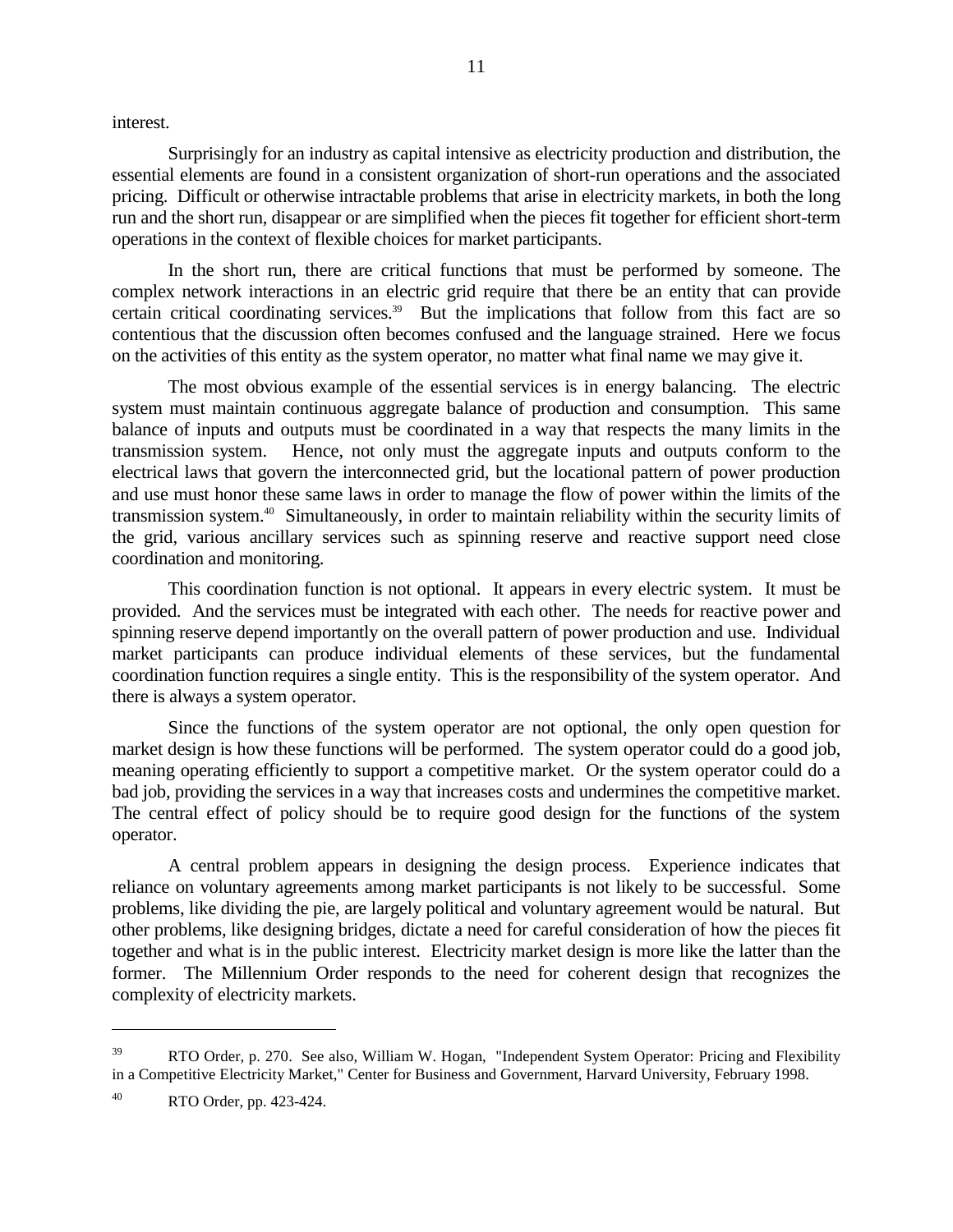interest.

Surprisingly for an industry as capital intensive as electricity production and distribution, the essential elements are found in a consistent organization of short-run operations and the associated pricing. Difficult or otherwise intractable problems that arise in electricity markets, in both the long run and the short run, disappear or are simplified when the pieces fit together for efficient short-term operations in the context of flexible choices for market participants.

In the short run, there are critical functions that must be performed by someone. The complex network interactions in an electric grid require that there be an entity that can provide certain critical coordinating services.[39] But the implications that follow from this fact are so contentious that the discussion often becomes confused and the language strained. Here we focus on the activities of this entity as the system operator, no matter what final name we may give it.

The most obvious example of the essential services is in energy balancing. The electric system must maintain continuous aggregate balance of production and consumption. This same balance of inputs and outputs must be coordinated in a way that respects the many limits in the transmission system. Hence, not only must the aggregate inputs and outputs conform to the electrical laws that govern the interconnected grid, but the locational pattern of power production and use must honor these same laws in order to manage the flow of power within the limits of the transmission system.[40] Simultaneously, in order to maintain reliability within the security limits of the grid, various ancillary services such as spinning reserve and reactive support need close coordination and monitoring.

This coordination function is not optional. It appears in every electric system. It must be provided. And the services must be integrated with each other. The needs for reactive power and spinning reserve depend importantly on the overall pattern of power production and use. Individual market participants can produce individual elements of these services, but the fundamental coordination function requires a single entity. This is the responsibility of the system operator. And there is always a system operator.

Since the functions of the system operator are not optional, the only open question for market design is how these functions will be performed. The system operator could do a good job, meaning operating efficiently to support a competitive market. Or the system operator could do a bad job, providing the services in a way that increases costs and undermines the competitive market. The central effect of policy should be to require good design for the functions of the system operator.

A central problem appears in designing the design process. Experience indicates that reliance on voluntary agreements among market participants is not likely to be successful. Some problems, like dividing the pie, are largely political and voluntary agreement would be natural. But other problems, like designing bridges, dictate a need for careful consideration of how the pieces fit together and what is in the public interest. Electricity market design is more like the latter than the former. The Millennium Order responds to the need for coherent design that recognizes the complexity of electricity markets.

---

[39] RTO Order, p. 270. See also, William W. Hogan, "Independent System Operator: Pricing and Flexibility in a Competitive Electricity Market," Center for Business and Government, Harvard University, February 1998.

[40] RTO Order, pp. 423-424.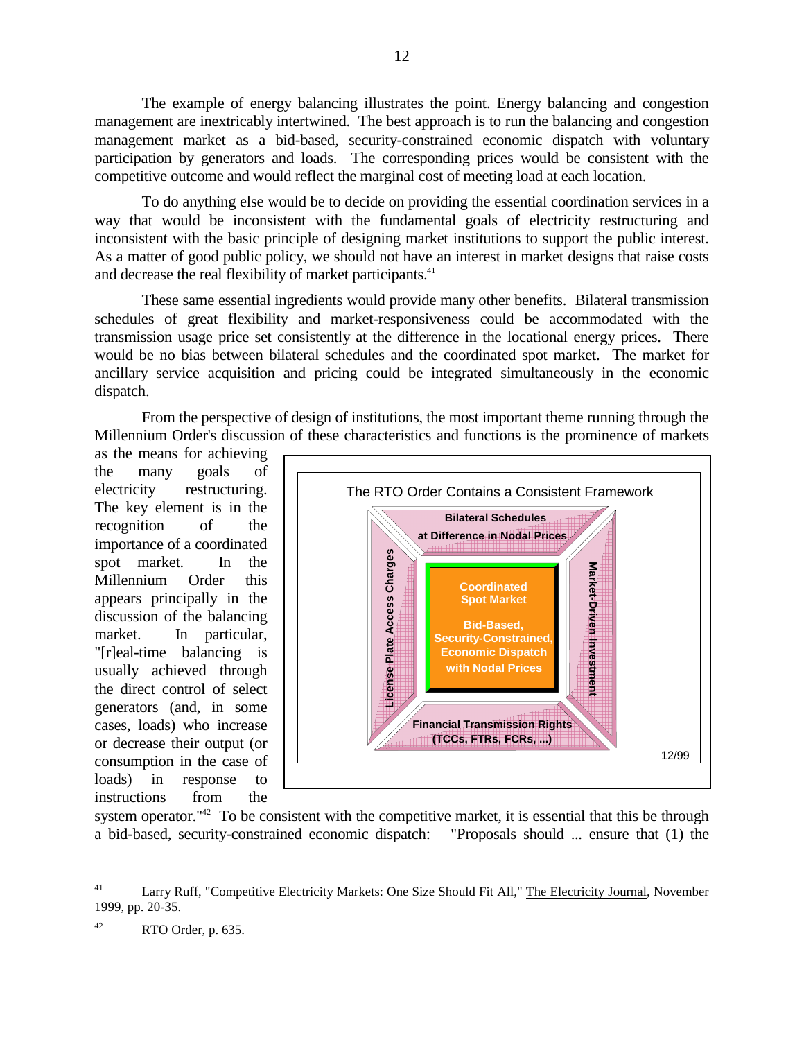The example of energy balancing illustrates the point. Energy balancing and congestion management are inextricably intertwined. The best approach is to run the balancing and congestion management market as a bid-based, security-constrained economic dispatch with voluntary participation by generators and loads. The corresponding prices would be consistent with the competitive outcome and would reflect the marginal cost of meeting load at each location.

To do anything else would be to decide on providing the essential coordination services in a way that would be inconsistent with the fundamental goals of electricity restructuring and inconsistent with the basic principle of designing market institutions to support the public interest. As a matter of good public policy, we should not have an interest in market designs that raise costs and decrease the real flexibility of market participants.[41]

These same essential ingredients would provide many other benefits. Bilateral transmission schedules of great flexibility and market-responsiveness could be accommodated with the transmission usage price set consistently at the difference in the locational energy prices. There would be no bias between bilateral schedules and the coordinated spot market. The market for ancillary service acquisition and pricing could be integrated simultaneously in the economic dispatch.

From the perspective of design of institutions, the most important theme running through the Millennium Order's discussion of these characteristics and functions is the prominence of markets as the means for achieving the many goals of electricity restructuring. The key element is in the recognition of the importance of a coordinated spot market. In the Millennium Order this appears principally in the discussion of the balancing market. In particular, "[r]eal-time balancing is usually achieved through the direct control of select generators (and, in some cases, loads) who increase or decrease their output (or consumption in the case of loads) in response to instructions from the system operator."[42] To be consistent with the competitive market, it is essential that this be through a bid-based, security-constrained economic dispatch: "Proposals should ... ensure that (1) the

The RTO Order Contains a Consistent Framework

- Bilateral Schedules at Difference in Nodal Prices
- License Plate Access Charges
- Coordinated Spot Market: Bid-Based, Security-Constrained, Economic Dispatch with Nodal Prices
- Market-Driven Investment
- Financial Transmission Rights (TCCs, FTRs, FCRs, ...)

12/99

---

[41] Larry Ruff, "Competitive Electricity Markets: One Size Should Fit All," The Electricity Journal, November 1999, pp. 20-35.

[42] RTO Order, p. 635.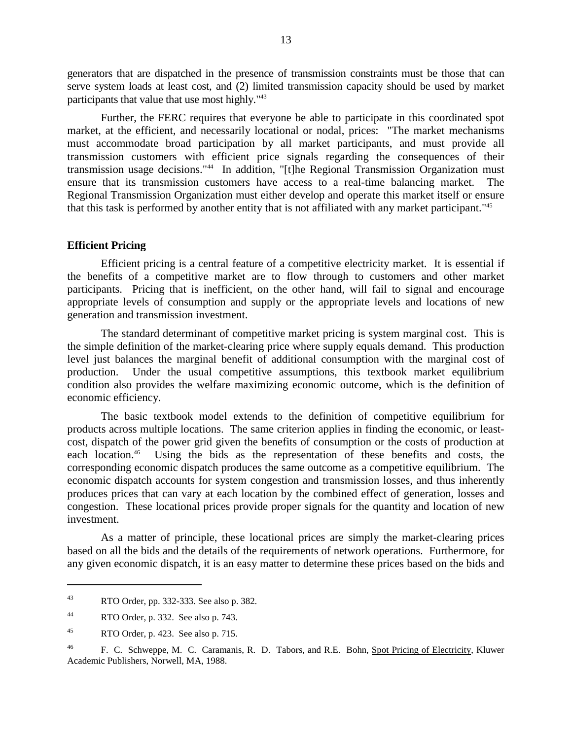generators that are dispatched in the presence of transmission constraints must be those that can serve system loads at least cost, and (2) limited transmission capacity should be used by market participants that value that use most highly."[43]

Further, the FERC requires that everyone be able to participate in this coordinated spot market, at the efficient, and necessarily locational or nodal, prices: "The market mechanisms must accommodate broad participation by all market participants, and must provide all transmission customers with efficient price signals regarding the consequences of their transmission usage decisions."[44] In addition, "[t]he Regional Transmission Organization must ensure that its transmission customers have access to a real-time balancing market. The Regional Transmission Organization must either develop and operate this market itself or ensure that this task is performed by another entity that is not affiliated with any market participant."[45]

**Efficient Pricing**

Efficient pricing is a central feature of a competitive electricity market. It is essential if the benefits of a competitive market are to flow through to customers and other market participants. Pricing that is inefficient, on the other hand, will fail to signal and encourage appropriate levels of consumption and supply or the appropriate levels and locations of new generation and transmission investment.

The standard determinant of competitive market pricing is system marginal cost. This is the simple definition of the market-clearing price where supply equals demand. This production level just balances the marginal benefit of additional consumption with the marginal cost of production. Under the usual competitive assumptions, this textbook market equilibrium condition also provides the welfare maximizing economic outcome, which is the definition of economic efficiency.

The basic textbook model extends to the definition of competitive equilibrium for products across multiple locations. The same criterion applies in finding the economic, or least-cost, dispatch of the power grid given the benefits of consumption or the costs of production at each location.[46] Using the bids as the representation of these benefits and costs, the corresponding economic dispatch produces the same outcome as a competitive equilibrium. The economic dispatch accounts for system congestion and transmission losses, and thus inherently produces prices that can vary at each location by the combined effect of generation, losses and congestion. These locational prices provide proper signals for the quantity and location of new investment.

As a matter of principle, these locational prices are simply the market-clearing prices based on all the bids and the details of the requirements of network operations. Furthermore, for any given economic dispatch, it is an easy matter to determine these prices based on the bids and

---

[43] RTO Order, pp. 332-333. See also p. 382.

[44] RTO Order, p. 332. See also p. 743.

[45] RTO Order, p. 423. See also p. 715.

[46] F. C. Schweppe, M. C. Caramanis, R. D. Tabors, and R.E. Bohn, Spot Pricing of Electricity, Kluwer Academic Publishers, Norwell, MA, 1988.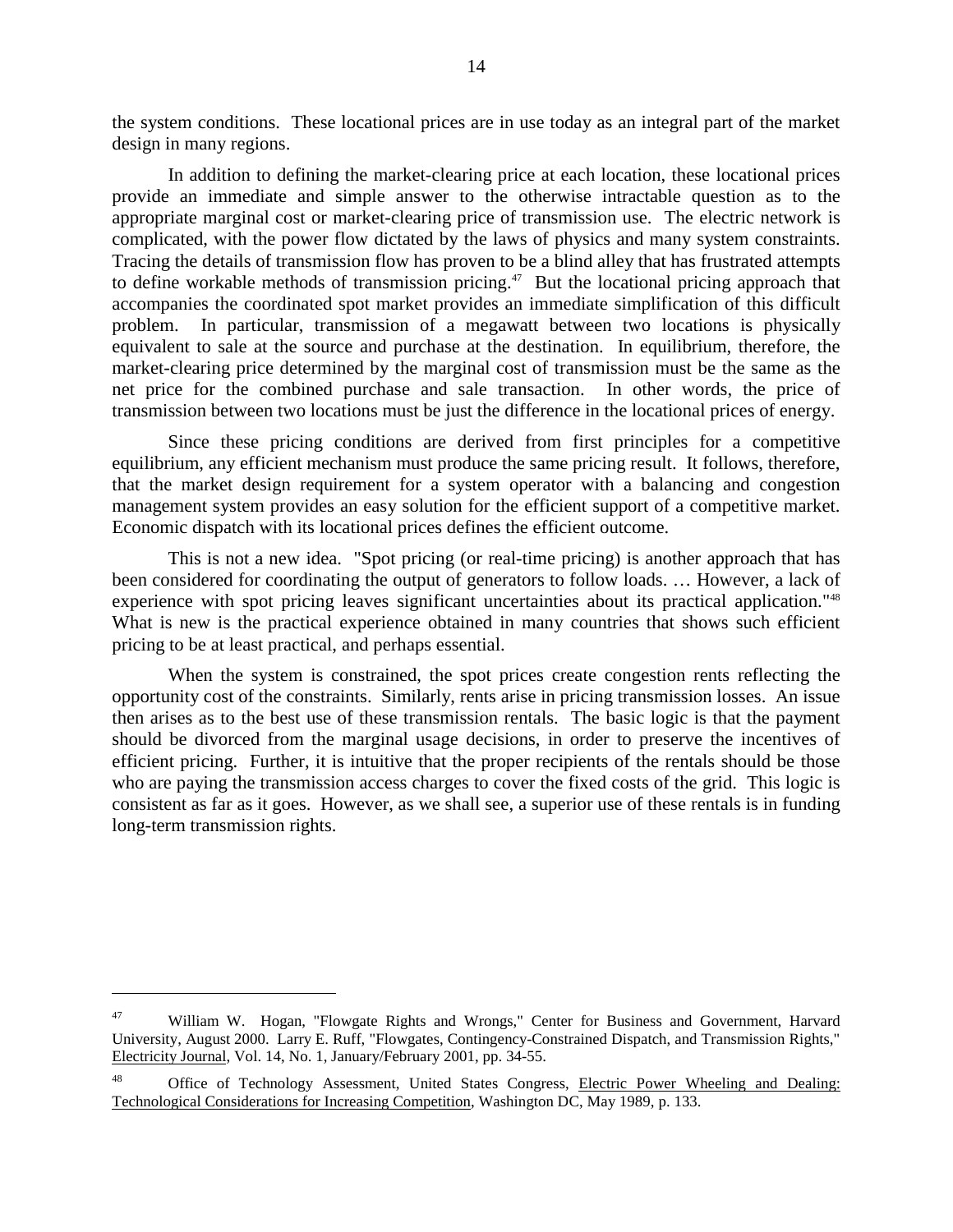the system conditions. These locational prices are in use today as an integral part of the market design in many regions.

In addition to defining the market-clearing price at each location, these locational prices provide an immediate and simple answer to the otherwise intractable question as to the appropriate marginal cost or market-clearing price of transmission use. The electric network is complicated, with the power flow dictated by the laws of physics and many system constraints. Tracing the details of transmission flow has proven to be a blind alley that has frustrated attempts to define workable methods of transmission pricing.[47] But the locational pricing approach that accompanies the coordinated spot market provides an immediate simplification of this difficult problem. In particular, transmission of a megawatt between two locations is physically equivalent to sale at the source and purchase at the destination. In equilibrium, therefore, the market-clearing price determined by the marginal cost of transmission must be the same as the net price for the combined purchase and sale transaction. In other words, the price of transmission between two locations must be just the difference in the locational prices of energy.

Since these pricing conditions are derived from first principles for a competitive equilibrium, any efficient mechanism must produce the same pricing result. It follows, therefore, that the market design requirement for a system operator with a balancing and congestion management system provides an easy solution for the efficient support of a competitive market. Economic dispatch with its locational prices defines the efficient outcome.

This is not a new idea. "Spot pricing (or real-time pricing) is another approach that has been considered for coordinating the output of generators to follow loads. … However, a lack of experience with spot pricing leaves significant uncertainties about its practical application."[48] What is new is the practical experience obtained in many countries that shows such efficient pricing to be at least practical, and perhaps essential.

When the system is constrained, the spot prices create congestion rents reflecting the opportunity cost of the constraints. Similarly, rents arise in pricing transmission losses. An issue then arises as to the best use of these transmission rentals. The basic logic is that the payment should be divorced from the marginal usage decisions, in order to preserve the incentives of efficient pricing. Further, it is intuitive that the proper recipients of the rentals should be those who are paying the transmission access charges to cover the fixed costs of the grid. This logic is consistent as far as it goes. However, as we shall see, a superior use of these rentals is in funding long-term transmission rights.

---

[47] William W. Hogan, "Flowgate Rights and Wrongs," Center for Business and Government, Harvard University, August 2000. Larry E. Ruff, "Flowgates, Contingency-Constrained Dispatch, and Transmission Rights," Electricity Journal, Vol. 14, No. 1, January/February 2001, pp. 34-55.

[48] Office of Technology Assessment, United States Congress, Electric Power Wheeling and Dealing: Technological Considerations for Increasing Competition, Washington DC, May 1989, p. 133.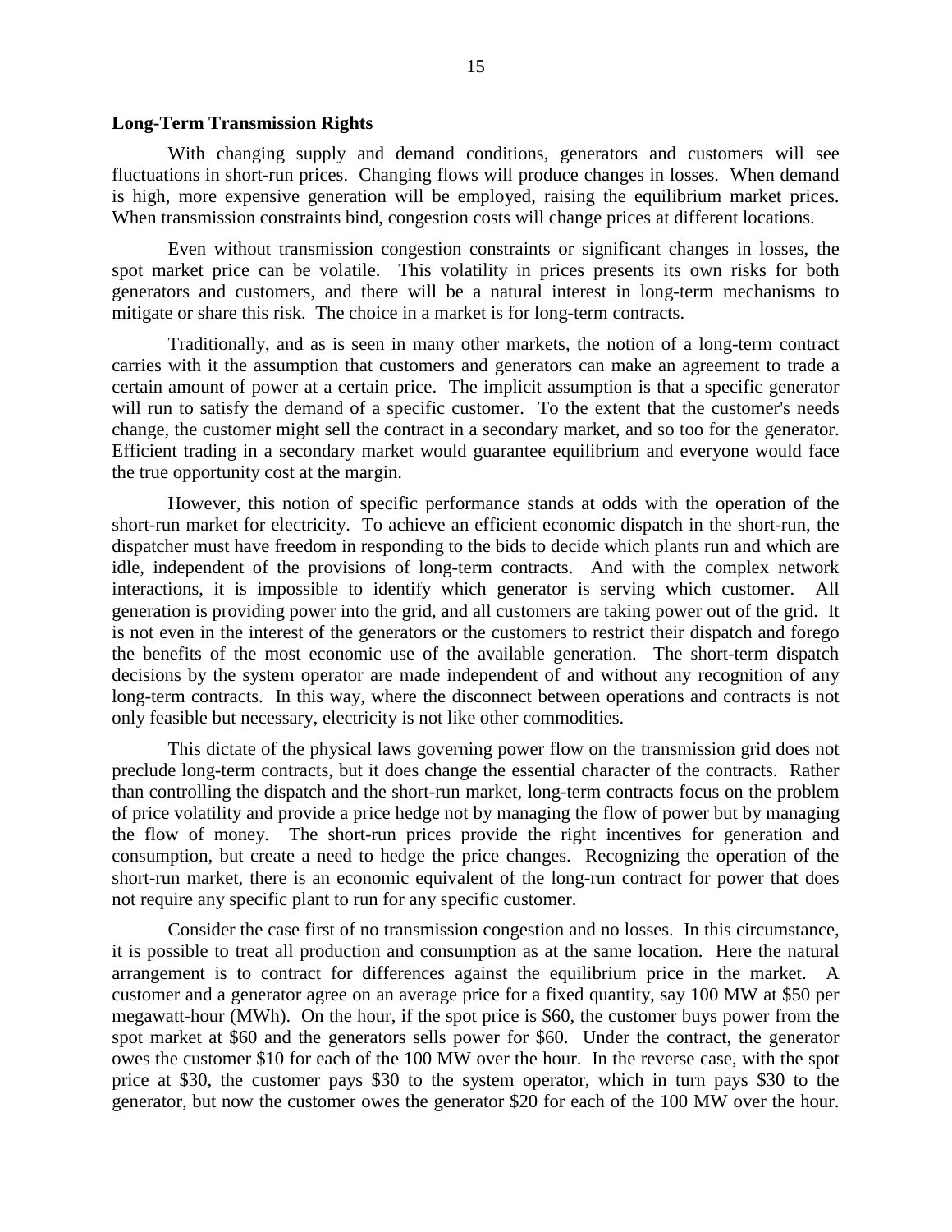**Long-Term Transmission Rights**

With changing supply and demand conditions, generators and customers will see fluctuations in short-run prices. Changing flows will produce changes in losses. When demand is high, more expensive generation will be employed, raising the equilibrium market prices. When transmission constraints bind, congestion costs will change prices at different locations.

Even without transmission congestion constraints or significant changes in losses, the spot market price can be volatile. This volatility in prices presents its own risks for both generators and customers, and there will be a natural interest in long-term mechanisms to mitigate or share this risk. The choice in a market is for long-term contracts.

Traditionally, and as is seen in many other markets, the notion of a long-term contract carries with it the assumption that customers and generators can make an agreement to trade a certain amount of power at a certain price. The implicit assumption is that a specific generator will run to satisfy the demand of a specific customer. To the extent that the customer's needs change, the customer might sell the contract in a secondary market, and so too for the generator. Efficient trading in a secondary market would guarantee equilibrium and everyone would face the true opportunity cost at the margin.

However, this notion of specific performance stands at odds with the operation of the short-run market for electricity. To achieve an efficient economic dispatch in the short-run, the dispatcher must have freedom in responding to the bids to decide which plants run and which are idle, independent of the provisions of long-term contracts. And with the complex network interactions, it is impossible to identify which generator is serving which customer. All generation is providing power into the grid, and all customers are taking power out of the grid. It is not even in the interest of the generators or the customers to restrict their dispatch and forego the benefits of the most economic use of the available generation. The short-term dispatch decisions by the system operator are made independent of and without any recognition of any long-term contracts. In this way, where the disconnect between operations and contracts is not only feasible but necessary, electricity is not like other commodities.

This dictate of the physical laws governing power flow on the transmission grid does not preclude long-term contracts, but it does change the essential character of the contracts. Rather than controlling the dispatch and the short-run market, long-term contracts focus on the problem of price volatility and provide a price hedge not by managing the flow of power but by managing the flow of money. The short-run prices provide the right incentives for generation and consumption, but create a need to hedge the price changes. Recognizing the operation of the short-run market, there is an economic equivalent of the long-run contract for power that does not require any specific plant to run for any specific customer.

Consider the case first of no transmission congestion and no losses. In this circumstance, it is possible to treat all production and consumption as at the same location. Here the natural arrangement is to contract for differences against the equilibrium price in the market. A customer and a generator agree on an average price for a fixed quantity, say 100 MW at $50 per megawatt-hour (MWh). On the hour, if the spot price is $60, the customer buys power from the spot market at $60 and the generators sells power for $60. Under the contract, the generator owes the customer $10 for each of the 100 MW over the hour. In the reverse case, with the spot price at $30, the customer pays $30 to the system operator, which in turn pays $30 to the generator, but now the customer owes the generator $20 for each of the 100 MW over the hour.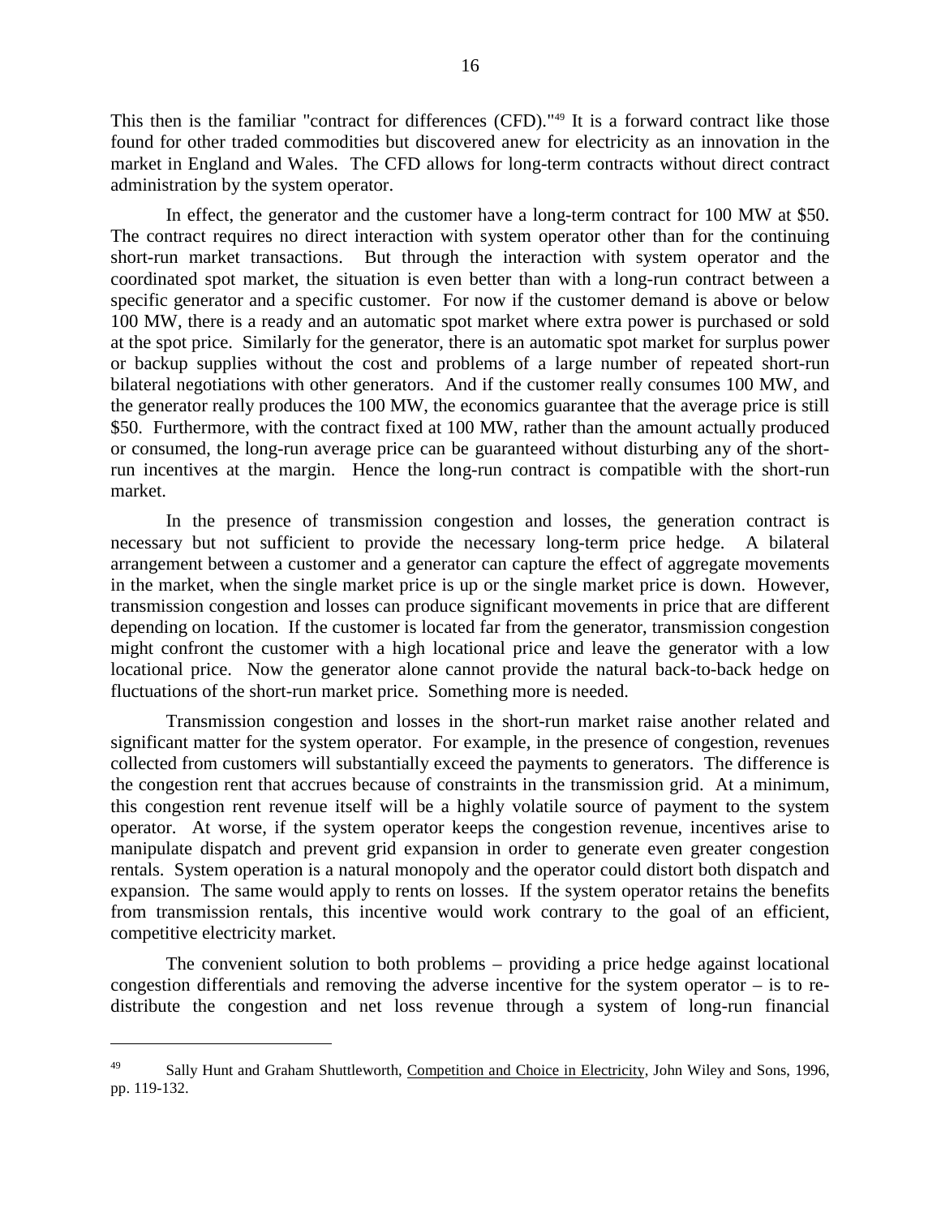This then is the familiar "contract for differences (CFD)."[49] It is a forward contract like those found for other traded commodities but discovered anew for electricity as an innovation in the market in England and Wales. The CFD allows for long-term contracts without direct contract administration by the system operator.

In effect, the generator and the customer have a long-term contract for 100 MW at \$50. The contract requires no direct interaction with system operator other than for the continuing short-run market transactions. But through the interaction with system operator and the coordinated spot market, the situation is even better than with a long-run contract between a specific generator and a specific customer. For now if the customer demand is above or below 100 MW, there is a ready and an automatic spot market where extra power is purchased or sold at the spot price. Similarly for the generator, there is an automatic spot market for surplus power or backup supplies without the cost and problems of a large number of repeated short-run bilateral negotiations with other generators. And if the customer really consumes 100 MW, and the generator really produces the 100 MW, the economics guarantee that the average price is still \$50. Furthermore, with the contract fixed at 100 MW, rather than the amount actually produced or consumed, the long-run average price can be guaranteed without disturbing any of the short-run incentives at the margin. Hence the long-run contract is compatible with the short-run market.

In the presence of transmission congestion and losses, the generation contract is necessary but not sufficient to provide the necessary long-term price hedge. A bilateral arrangement between a customer and a generator can capture the effect of aggregate movements in the market, when the single market price is up or the single market price is down. However, transmission congestion and losses can produce significant movements in price that are different depending on location. If the customer is located far from the generator, transmission congestion might confront the customer with a high locational price and leave the generator with a low locational price. Now the generator alone cannot provide the natural back-to-back hedge on fluctuations of the short-run market price. Something more is needed.

Transmission congestion and losses in the short-run market raise another related and significant matter for the system operator. For example, in the presence of congestion, revenues collected from customers will substantially exceed the payments to generators. The difference is the congestion rent that accrues because of constraints in the transmission grid. At a minimum, this congestion rent revenue itself will be a highly volatile source of payment to the system operator. At worse, if the system operator keeps the congestion revenue, incentives arise to manipulate dispatch and prevent grid expansion in order to generate even greater congestion rentals. System operation is a natural monopoly and the operator could distort both dispatch and expansion. The same would apply to rents on losses. If the system operator retains the benefits from transmission rentals, this incentive would work contrary to the goal of an efficient, competitive electricity market.

The convenient solution to both problems – providing a price hedge against locational congestion differentials and removing the adverse incentive for the system operator – is to re-distribute the congestion and net loss revenue through a system of long-run financial

---

[49] Sally Hunt and Graham Shuttleworth, Competition and Choice in Electricity, John Wiley and Sons, 1996, pp. 119-132.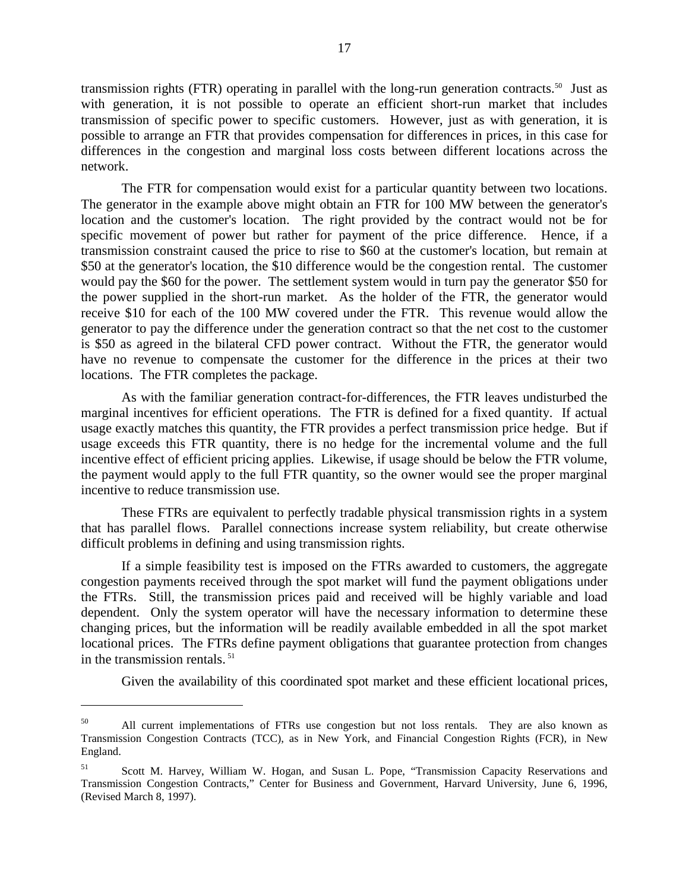transmission rights (FTR) operating in parallel with the long-run generation contracts.[50] Just as with generation, it is not possible to operate an efficient short-run market that includes transmission of specific power to specific customers. However, just as with generation, it is possible to arrange an FTR that provides compensation for differences in prices, in this case for differences in the congestion and marginal loss costs between different locations across the network.

The FTR for compensation would exist for a particular quantity between two locations. The generator in the example above might obtain an FTR for 100 MW between the generator's location and the customer's location. The right provided by the contract would not be for specific movement of power but rather for payment of the price difference. Hence, if a transmission constraint caused the price to rise to $60 at the customer's location, but remain at $50 at the generator's location, the $10 difference would be the congestion rental. The customer would pay the $60 for the power. The settlement system would in turn pay the generator $50 for the power supplied in the short-run market. As the holder of the FTR, the generator would receive $10 for each of the 100 MW covered under the FTR. This revenue would allow the generator to pay the difference under the generation contract so that the net cost to the customer is $50 as agreed in the bilateral CFD power contract. Without the FTR, the generator would have no revenue to compensate the customer for the difference in the prices at their two locations. The FTR completes the package.

As with the familiar generation contract-for-differences, the FTR leaves undisturbed the marginal incentives for efficient operations. The FTR is defined for a fixed quantity. If actual usage exactly matches this quantity, the FTR provides a perfect transmission price hedge. But if usage exceeds this FTR quantity, there is no hedge for the incremental volume and the full incentive effect of efficient pricing applies. Likewise, if usage should be below the FTR volume, the payment would apply to the full FTR quantity, so the owner would see the proper marginal incentive to reduce transmission use.

These FTRs are equivalent to perfectly tradable physical transmission rights in a system that has parallel flows. Parallel connections increase system reliability, but create otherwise difficult problems in defining and using transmission rights.

If a simple feasibility test is imposed on the FTRs awarded to customers, the aggregate congestion payments received through the spot market will fund the payment obligations under the FTRs. Still, the transmission prices paid and received will be highly variable and load dependent. Only the system operator will have the necessary information to determine these changing prices, but the information will be readily available embedded in all the spot market locational prices. The FTRs define payment obligations that guarantee protection from changes in the transmission rentals.[51]

Given the availability of this coordinated spot market and these efficient locational prices,

---

[50] All current implementations of FTRs use congestion but not loss rentals. They are also known as Transmission Congestion Contracts (TCC), as in New York, and Financial Congestion Rights (FCR), in New England.

[51] Scott M. Harvey, William W. Hogan, and Susan L. Pope, "Transmission Capacity Reservations and Transmission Congestion Contracts," Center for Business and Government, Harvard University, June 6, 1996, (Revised March 8, 1997).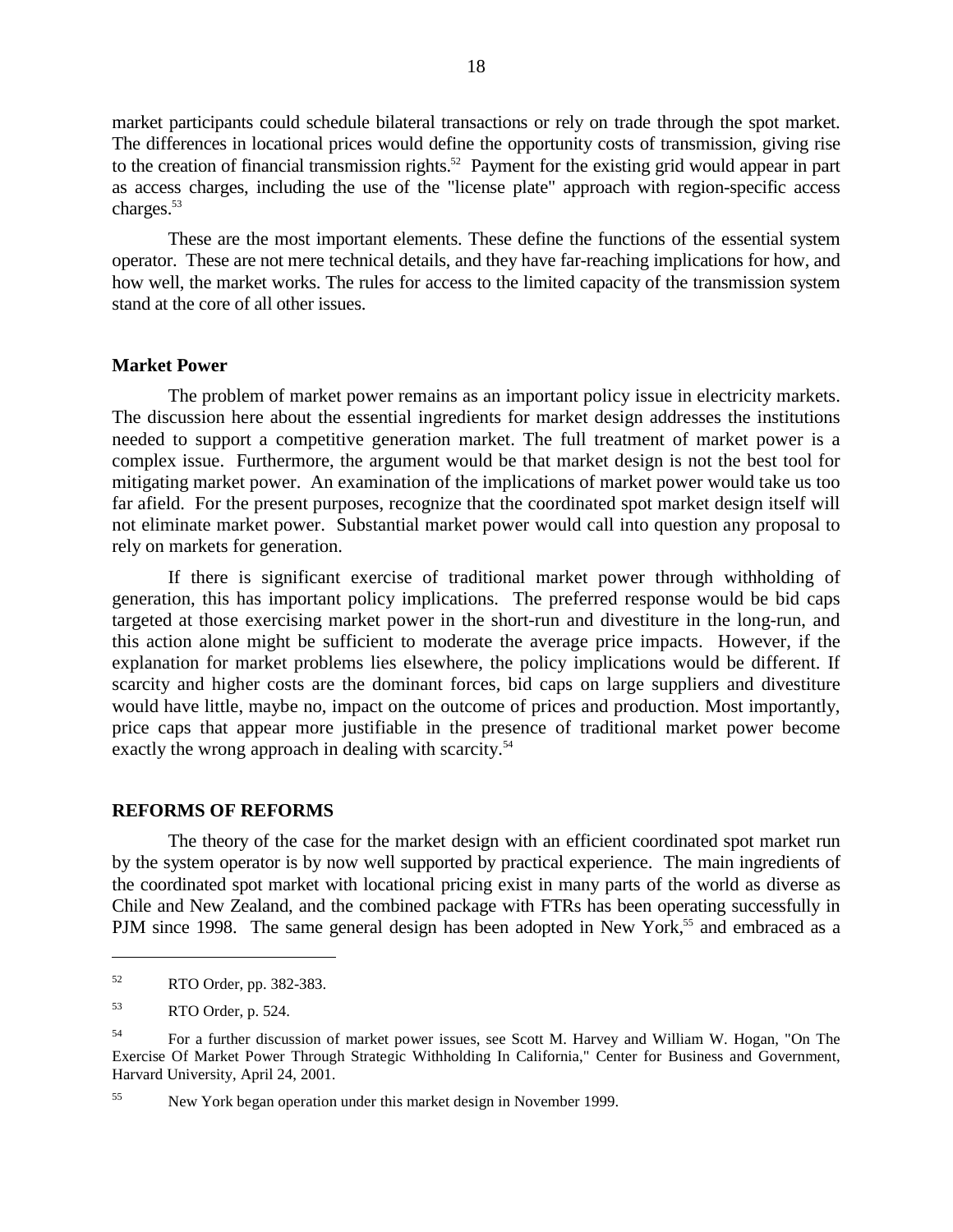market participants could schedule bilateral transactions or rely on trade through the spot market. The differences in locational prices would define the opportunity costs of transmission, giving rise to the creation of financial transmission rights.[52] Payment for the existing grid would appear in part as access charges, including the use of the "license plate" approach with region-specific access charges.[53]

These are the most important elements. These define the functions of the essential system operator. These are not mere technical details, and they have far-reaching implications for how, and how well, the market works. The rules for access to the limited capacity of the transmission system stand at the core of all other issues.

### Market Power

The problem of market power remains as an important policy issue in electricity markets. The discussion here about the essential ingredients for market design addresses the institutions needed to support a competitive generation market. The full treatment of market power is a complex issue. Furthermore, the argument would be that market design is not the best tool for mitigating market power. An examination of the implications of market power would take us too far afield. For the present purposes, recognize that the coordinated spot market design itself will not eliminate market power. Substantial market power would call into question any proposal to rely on markets for generation.

If there is significant exercise of traditional market power through withholding of generation, this has important policy implications. The preferred response would be bid caps targeted at those exercising market power in the short-run and divestiture in the long-run, and this action alone might be sufficient to moderate the average price impacts. However, if the explanation for market problems lies elsewhere, the policy implications would be different. If scarcity and higher costs are the dominant forces, bid caps on large suppliers and divestiture would have little, maybe no, impact on the outcome of prices and production. Most importantly, price caps that appear more justifiable in the presence of traditional market power become exactly the wrong approach in dealing with scarcity.[54]

## REFORMS OF REFORMS

The theory of the case for the market design with an efficient coordinated spot market run by the system operator is by now well supported by practical experience. The main ingredients of the coordinated spot market with locational pricing exist in many parts of the world as diverse as Chile and New Zealand, and the combined package with FTRs has been operating successfully in PJM since 1998. The same general design has been adopted in New York,[55] and embraced as a

---

[52] RTO Order, pp. 382-383.

[53] RTO Order, p. 524.

[54] For a further discussion of market power issues, see Scott M. Harvey and William W. Hogan, "On The Exercise Of Market Power Through Strategic Withholding In California," Center for Business and Government, Harvard University, April 24, 2001.

[55] New York began operation under this market design in November 1999.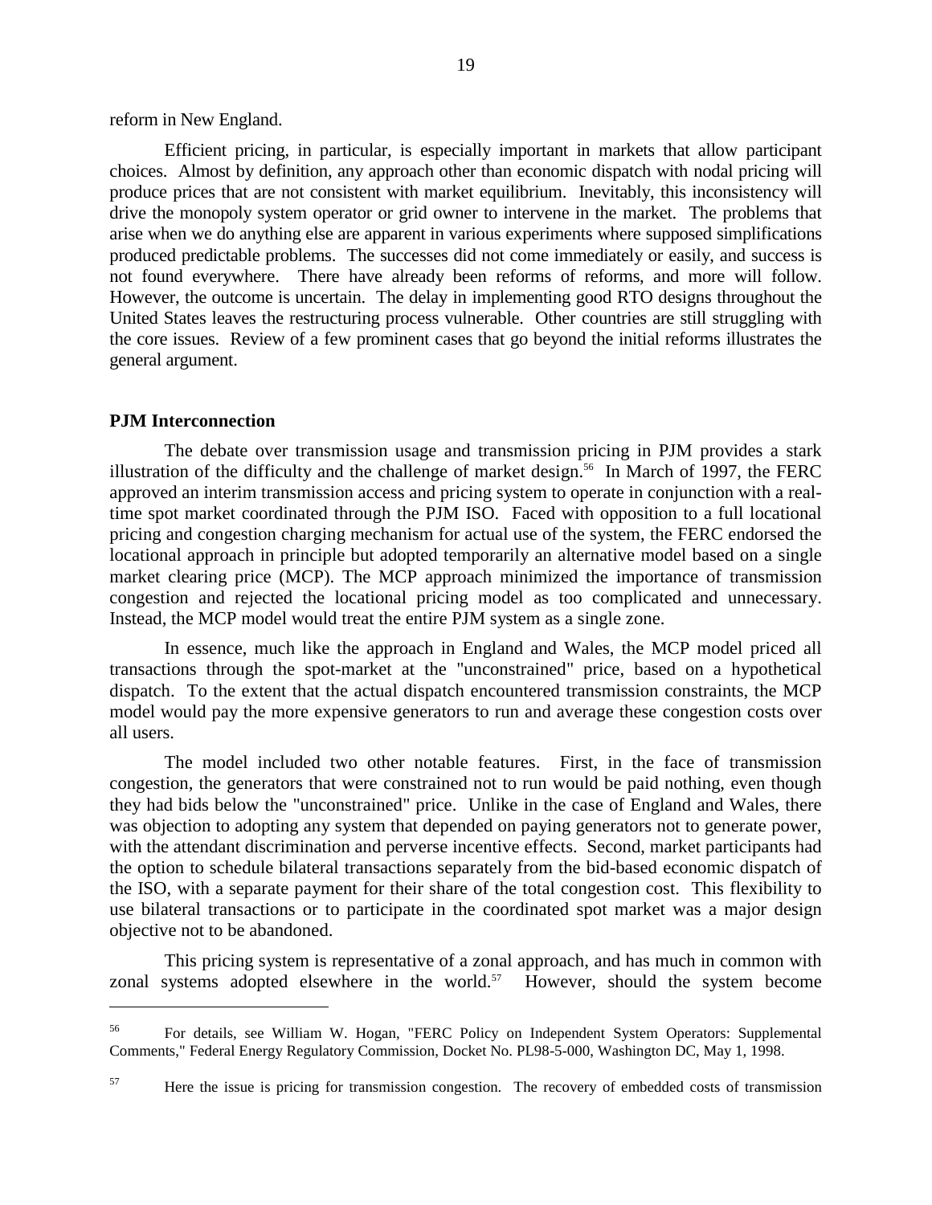reform in New England.

Efficient pricing, in particular, is especially important in markets that allow participant choices. Almost by definition, any approach other than economic dispatch with nodal pricing will produce prices that are not consistent with market equilibrium. Inevitably, this inconsistency will drive the monopoly system operator or grid owner to intervene in the market. The problems that arise when we do anything else are apparent in various experiments where supposed simplifications produced predictable problems. The successes did not come immediately or easily, and success is not found everywhere. There have already been reforms of reforms, and more will follow. However, the outcome is uncertain. The delay in implementing good RTO designs throughout the United States leaves the restructuring process vulnerable. Other countries are still struggling with the core issues. Review of a few prominent cases that go beyond the initial reforms illustrates the general argument.

**PJM Interconnection**

The debate over transmission usage and transmission pricing in PJM provides a stark illustration of the difficulty and the challenge of market design.[56] In March of 1997, the FERC approved an interim transmission access and pricing system to operate in conjunction with a real-time spot market coordinated through the PJM ISO. Faced with opposition to a full locational pricing and congestion charging mechanism for actual use of the system, the FERC endorsed the locational approach in principle but adopted temporarily an alternative model based on a single market clearing price (MCP). The MCP approach minimized the importance of transmission congestion and rejected the locational pricing model as too complicated and unnecessary. Instead, the MCP model would treat the entire PJM system as a single zone.

In essence, much like the approach in England and Wales, the MCP model priced all transactions through the spot-market at the "unconstrained" price, based on a hypothetical dispatch. To the extent that the actual dispatch encountered transmission constraints, the MCP model would pay the more expensive generators to run and average these congestion costs over all users.

The model included two other notable features. First, in the face of transmission congestion, the generators that were constrained not to run would be paid nothing, even though they had bids below the "unconstrained" price. Unlike in the case of England and Wales, there was objection to adopting any system that depended on paying generators not to generate power, with the attendant discrimination and perverse incentive effects. Second, market participants had the option to schedule bilateral transactions separately from the bid-based economic dispatch of the ISO, with a separate payment for their share of the total congestion cost. This flexibility to use bilateral transactions or to participate in the coordinated spot market was a major design objective not to be abandoned.

This pricing system is representative of a zonal approach, and has much in common with zonal systems adopted elsewhere in the world.[57] However, should the system become

---

[56] For details, see William W. Hogan, "FERC Policy on Independent System Operators: Supplemental Comments," Federal Energy Regulatory Commission, Docket No. PL98-5-000, Washington DC, May 1, 1998.

[57] Here the issue is pricing for transmission congestion. The recovery of embedded costs of transmission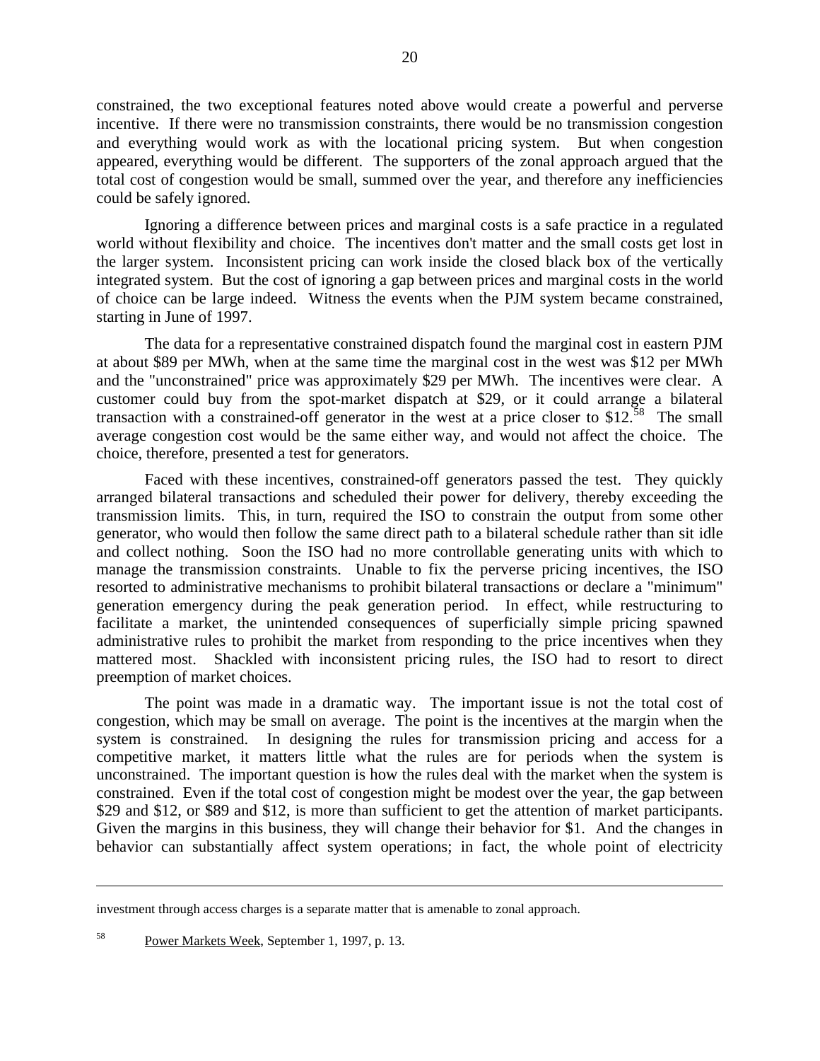constrained, the two exceptional features noted above would create a powerful and perverse incentive. If there were no transmission constraints, there would be no transmission congestion and everything would work as with the locational pricing system. But when congestion appeared, everything would be different. The supporters of the zonal approach argued that the total cost of congestion would be small, summed over the year, and therefore any inefficiencies could be safely ignored.

Ignoring a difference between prices and marginal costs is a safe practice in a regulated world without flexibility and choice. The incentives don't matter and the small costs get lost in the larger system. Inconsistent pricing can work inside the closed black box of the vertically integrated system. But the cost of ignoring a gap between prices and marginal costs in the world of choice can be large indeed. Witness the events when the PJM system became constrained, starting in June of 1997.

The data for a representative constrained dispatch found the marginal cost in eastern PJM at about \$89 per MWh, when at the same time the marginal cost in the west was \$12 per MWh and the "unconstrained" price was approximately \$29 per MWh. The incentives were clear. A customer could buy from the spot-market dispatch at \$29, or it could arrange a bilateral transaction with a constrained-off generator in the west at a price closer to \$12.[58] The small average congestion cost would be the same either way, and would not affect the choice. The choice, therefore, presented a test for generators.

Faced with these incentives, constrained-off generators passed the test. They quickly arranged bilateral transactions and scheduled their power for delivery, thereby exceeding the transmission limits. This, in turn, required the ISO to constrain the output from some other generator, who would then follow the same direct path to a bilateral schedule rather than sit idle and collect nothing. Soon the ISO had no more controllable generating units with which to manage the transmission constraints. Unable to fix the perverse pricing incentives, the ISO resorted to administrative mechanisms to prohibit bilateral transactions or declare a "minimum" generation emergency during the peak generation period. In effect, while restructuring to facilitate a market, the unintended consequences of superficially simple pricing spawned administrative rules to prohibit the market from responding to the price incentives when they mattered most. Shackled with inconsistent pricing rules, the ISO had to resort to direct preemption of market choices.

The point was made in a dramatic way. The important issue is not the total cost of congestion, which may be small on average. The point is the incentives at the margin when the system is constrained. In designing the rules for transmission pricing and access for a competitive market, it matters little what the rules are for periods when the system is unconstrained. The important question is how the rules deal with the market when the system is constrained. Even if the total cost of congestion might be modest over the year, the gap between \$29 and \$12, or \$89 and \$12, is more than sufficient to get the attention of market participants. Given the margins in this business, they will change their behavior for \$1. And the changes in behavior can substantially affect system operations; in fact, the whole point of electricity

---

investment through access charges is a separate matter that is amenable to zonal approach.

[58] Power Markets Week, September 1, 1997, p. 13.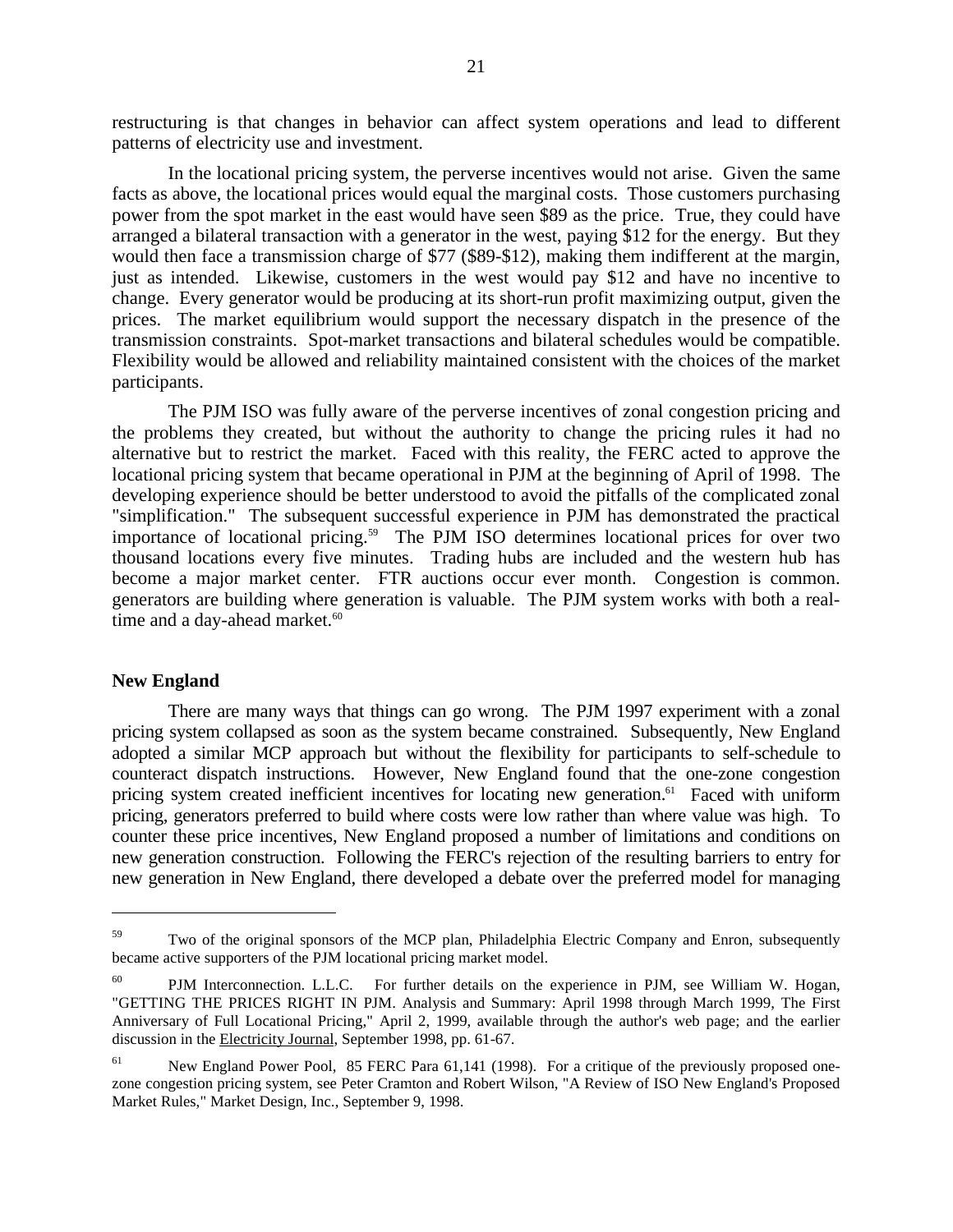restructuring is that changes in behavior can affect system operations and lead to different patterns of electricity use and investment.

In the locational pricing system, the perverse incentives would not arise. Given the same facts as above, the locational prices would equal the marginal costs. Those customers purchasing power from the spot market in the east would have seen $89 as the price. True, they could have arranged a bilateral transaction with a generator in the west, paying $12 for the energy. But they would then face a transmission charge of $77 ($89-$12), making them indifferent at the margin, just as intended. Likewise, customers in the west would pay $12 and have no incentive to change. Every generator would be producing at its short-run profit maximizing output, given the prices. The market equilibrium would support the necessary dispatch in the presence of the transmission constraints. Spot-market transactions and bilateral schedules would be compatible. Flexibility would be allowed and reliability maintained consistent with the choices of the market participants.

The PJM ISO was fully aware of the perverse incentives of zonal congestion pricing and the problems they created, but without the authority to change the pricing rules it had no alternative but to restrict the market. Faced with this reality, the FERC acted to approve the locational pricing system that became operational in PJM at the beginning of April of 1998. The developing experience should be better understood to avoid the pitfalls of the complicated zonal "simplification." The subsequent successful experience in PJM has demonstrated the practical importance of locational pricing.[59] The PJM ISO determines locational prices for over two thousand locations every five minutes. Trading hubs are included and the western hub has become a major market center. FTR auctions occur ever month. Congestion is common. generators are building where generation is valuable. The PJM system works with both a real-time and a day-ahead market.[60]

**New England**

There are many ways that things can go wrong. The PJM 1997 experiment with a zonal pricing system collapsed as soon as the system became constrained. Subsequently, New England adopted a similar MCP approach but without the flexibility for participants to self-schedule to counteract dispatch instructions. However, New England found that the one-zone congestion pricing system created inefficient incentives for locating new generation.[61] Faced with uniform pricing, generators preferred to build where costs were low rather than where value was high. To counter these price incentives, New England proposed a number of limitations and conditions on new generation construction. Following the FERC's rejection of the resulting barriers to entry for new generation in New England, there developed a debate over the preferred model for managing

---

[59] Two of the original sponsors of the MCP plan, Philadelphia Electric Company and Enron, subsequently became active supporters of the PJM locational pricing market model.

[60] PJM Interconnection. L.L.C. For further details on the experience in PJM, see William W. Hogan, "GETTING THE PRICES RIGHT IN PJM. Analysis and Summary: April 1998 through March 1999, The First Anniversary of Full Locational Pricing," April 2, 1999, available through the author's web page; and the earlier discussion in the Electricity Journal, September 1998, pp. 61-67.

[61] New England Power Pool, 85 FERC Para 61,141 (1998). For a critique of the previously proposed one-zone congestion pricing system, see Peter Cramton and Robert Wilson, "A Review of ISO New England's Proposed Market Rules," Market Design, Inc., September 9, 1998.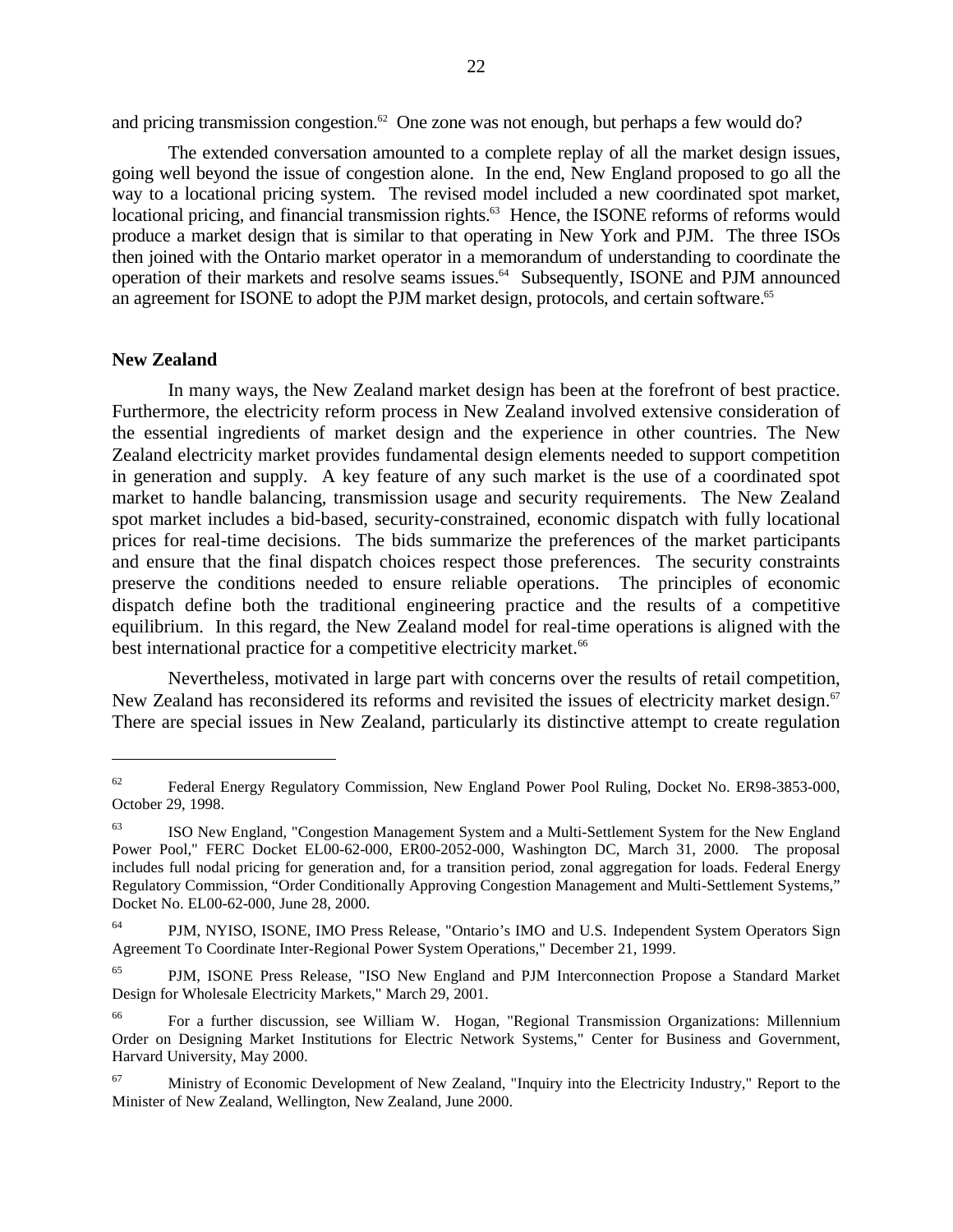and pricing transmission congestion.[62] One zone was not enough, but perhaps a few would do?

The extended conversation amounted to a complete replay of all the market design issues, going well beyond the issue of congestion alone. In the end, New England proposed to go all the way to a locational pricing system. The revised model included a new coordinated spot market, locational pricing, and financial transmission rights.[63] Hence, the ISONE reforms of reforms would produce a market design that is similar to that operating in New York and PJM. The three ISOs then joined with the Ontario market operator in a memorandum of understanding to coordinate the operation of their markets and resolve seams issues.[64] Subsequently, ISONE and PJM announced an agreement for ISONE to adopt the PJM market design, protocols, and certain software.[65]

**New Zealand**

In many ways, the New Zealand market design has been at the forefront of best practice. Furthermore, the electricity reform process in New Zealand involved extensive consideration of the essential ingredients of market design and the experience in other countries. The New Zealand electricity market provides fundamental design elements needed to support competition in generation and supply. A key feature of any such market is the use of a coordinated spot market to handle balancing, transmission usage and security requirements. The New Zealand spot market includes a bid-based, security-constrained, economic dispatch with fully locational prices for real-time decisions. The bids summarize the preferences of the market participants and ensure that the final dispatch choices respect those preferences. The security constraints preserve the conditions needed to ensure reliable operations. The principles of economic dispatch define both the traditional engineering practice and the results of a competitive equilibrium. In this regard, the New Zealand model for real-time operations is aligned with the best international practice for a competitive electricity market.[66]

Nevertheless, motivated in large part with concerns over the results of retail competition, New Zealand has reconsidered its reforms and revisited the issues of electricity market design.[67] There are special issues in New Zealand, particularly its distinctive attempt to create regulation

---

[62] Federal Energy Regulatory Commission, New England Power Pool Ruling, Docket No. ER98-3853-000, October 29, 1998.

[63] ISO New England, "Congestion Management System and a Multi-Settlement System for the New England Power Pool," FERC Docket EL00-62-000, ER00-2052-000, Washington DC, March 31, 2000. The proposal includes full nodal pricing for generation and, for a transition period, zonal aggregation for loads. Federal Energy Regulatory Commission, "Order Conditionally Approving Congestion Management and Multi-Settlement Systems," Docket No. EL00-62-000, June 28, 2000.

[64] PJM, NYISO, ISONE, IMO Press Release, "Ontario's IMO and U.S. Independent System Operators Sign Agreement To Coordinate Inter-Regional Power System Operations," December 21, 1999.

[65] PJM, ISONE Press Release, "ISO New England and PJM Interconnection Propose a Standard Market Design for Wholesale Electricity Markets," March 29, 2001.

[66] For a further discussion, see William W. Hogan, "Regional Transmission Organizations: Millennium Order on Designing Market Institutions for Electric Network Systems," Center for Business and Government, Harvard University, May 2000.

[67] Ministry of Economic Development of New Zealand, "Inquiry into the Electricity Industry," Report to the Minister of New Zealand, Wellington, New Zealand, June 2000.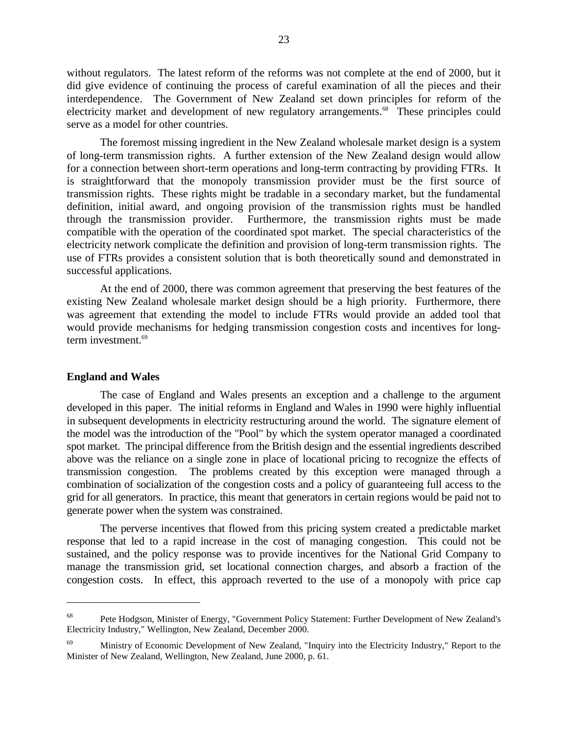without regulators. The latest reform of the reforms was not complete at the end of 2000, but it did give evidence of continuing the process of careful examination of all the pieces and their interdependence. The Government of New Zealand set down principles for reform of the electricity market and development of new regulatory arrangements.[68] These principles could serve as a model for other countries.

The foremost missing ingredient in the New Zealand wholesale market design is a system of long-term transmission rights. A further extension of the New Zealand design would allow for a connection between short-term operations and long-term contracting by providing FTRs. It is straightforward that the monopoly transmission provider must be the first source of transmission rights. These rights might be tradable in a secondary market, but the fundamental definition, initial award, and ongoing provision of the transmission rights must be handled through the transmission provider. Furthermore, the transmission rights must be made compatible with the operation of the coordinated spot market. The special characteristics of the electricity network complicate the definition and provision of long-term transmission rights. The use of FTRs provides a consistent solution that is both theoretically sound and demonstrated in successful applications.

At the end of 2000, there was common agreement that preserving the best features of the existing New Zealand wholesale market design should be a high priority. Furthermore, there was agreement that extending the model to include FTRs would provide an added tool that would provide mechanisms for hedging transmission congestion costs and incentives for long-term investment.[69]

**England and Wales**

The case of England and Wales presents an exception and a challenge to the argument developed in this paper. The initial reforms in England and Wales in 1990 were highly influential in subsequent developments in electricity restructuring around the world. The signature element of the model was the introduction of the "Pool" by which the system operator managed a coordinated spot market. The principal difference from the British design and the essential ingredients described above was the reliance on a single zone in place of locational pricing to recognize the effects of transmission congestion. The problems created by this exception were managed through a combination of socialization of the congestion costs and a policy of guaranteeing full access to the grid for all generators. In practice, this meant that generators in certain regions would be paid not to generate power when the system was constrained.

The perverse incentives that flowed from this pricing system created a predictable market response that led to a rapid increase in the cost of managing congestion. This could not be sustained, and the policy response was to provide incentives for the National Grid Company to manage the transmission grid, set locational connection charges, and absorb a fraction of the congestion costs. In effect, this approach reverted to the use of a monopoly with price cap

---

[68] Pete Hodgson, Minister of Energy, "Government Policy Statement: Further Development of New Zealand's Electricity Industry," Wellington, New Zealand, December 2000.

[69] Ministry of Economic Development of New Zealand, "Inquiry into the Electricity Industry," Report to the Minister of New Zealand, Wellington, New Zealand, June 2000, p. 61.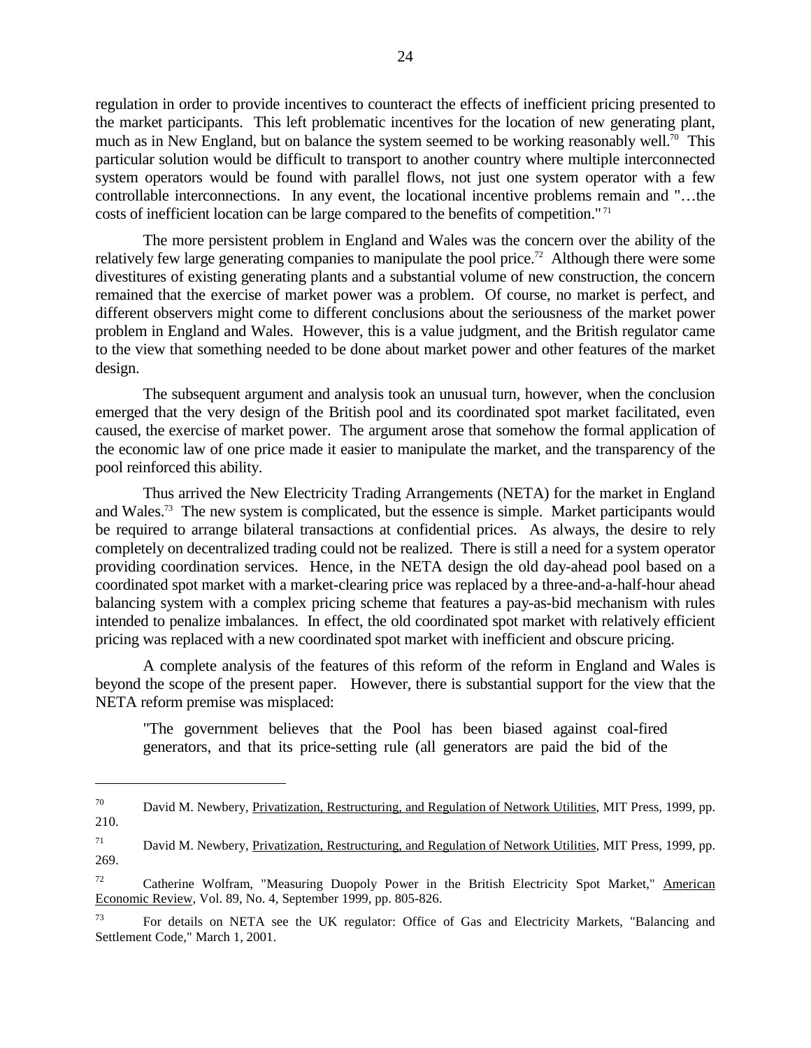regulation in order to provide incentives to counteract the effects of inefficient pricing presented to the market participants. This left problematic incentives for the location of new generating plant, much as in New England, but on balance the system seemed to be working reasonably well.[70] This particular solution would be difficult to transport to another country where multiple interconnected system operators would be found with parallel flows, not just one system operator with a few controllable interconnections. In any event, the locational incentive problems remain and "…the costs of inefficient location can be large compared to the benefits of competition."[71]

The more persistent problem in England and Wales was the concern over the ability of the relatively few large generating companies to manipulate the pool price.[72] Although there were some divestitures of existing generating plants and a substantial volume of new construction, the concern remained that the exercise of market power was a problem. Of course, no market is perfect, and different observers might come to different conclusions about the seriousness of the market power problem in England and Wales. However, this is a value judgment, and the British regulator came to the view that something needed to be done about market power and other features of the market design.

The subsequent argument and analysis took an unusual turn, however, when the conclusion emerged that the very design of the British pool and its coordinated spot market facilitated, even caused, the exercise of market power. The argument arose that somehow the formal application of the economic law of one price made it easier to manipulate the market, and the transparency of the pool reinforced this ability.

Thus arrived the New Electricity Trading Arrangements (NETA) for the market in England and Wales.[73] The new system is complicated, but the essence is simple. Market participants would be required to arrange bilateral transactions at confidential prices. As always, the desire to rely completely on decentralized trading could not be realized. There is still a need for a system operator providing coordination services. Hence, in the NETA design the old day-ahead pool based on a coordinated spot market with a market-clearing price was replaced by a three-and-a-half-hour ahead balancing system with a complex pricing scheme that features a pay-as-bid mechanism with rules intended to penalize imbalances. In effect, the old coordinated spot market with relatively efficient pricing was replaced with a new coordinated spot market with inefficient and obscure pricing.

A complete analysis of the features of this reform of the reform in England and Wales is beyond the scope of the present paper. However, there is substantial support for the view that the NETA reform premise was misplaced:

> "The government believes that the Pool has been biased against coal-fired generators, and that its price-setting rule (all generators are paid the bid of the

---

[70] David M. Newbery, Privatization, Restructuring, and Regulation of Network Utilities, MIT Press, 1999, pp. 210.

[71] David M. Newbery, Privatization, Restructuring, and Regulation of Network Utilities, MIT Press, 1999, pp. 269.

[72] Catherine Wolfram, "Measuring Duopoly Power in the British Electricity Spot Market," American Economic Review, Vol. 89, No. 4, September 1999, pp. 805-826.

[73] For details on NETA see the UK regulator: Office of Gas and Electricity Markets, "Balancing and Settlement Code," March 1, 2001.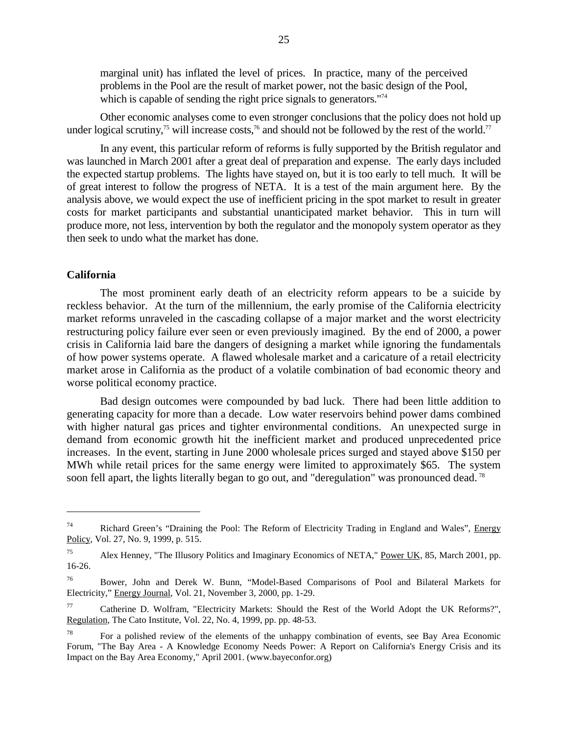marginal unit) has inflated the level of prices. In practice, many of the perceived problems in the Pool are the result of market power, not the basic design of the Pool, which is capable of sending the right price signals to generators."[74]

Other economic analyses come to even stronger conclusions that the policy does not hold up under logical scrutiny,[75] will increase costs,[76] and should not be followed by the rest of the world.[77]

In any event, this particular reform of reforms is fully supported by the British regulator and was launched in March 2001 after a great deal of preparation and expense. The early days included the expected startup problems. The lights have stayed on, but it is too early to tell much. It will be of great interest to follow the progress of NETA. It is a test of the main argument here. By the analysis above, we would expect the use of inefficient pricing in the spot market to result in greater costs for market participants and substantial unanticipated market behavior. This in turn will produce more, not less, intervention by both the regulator and the monopoly system operator as they then seek to undo what the market has done.

**California**

The most prominent early death of an electricity reform appears to be a suicide by reckless behavior. At the turn of the millennium, the early promise of the California electricity market reforms unraveled in the cascading collapse of a major market and the worst electricity restructuring policy failure ever seen or even previously imagined. By the end of 2000, a power crisis in California laid bare the dangers of designing a market while ignoring the fundamentals of how power systems operate. A flawed wholesale market and a caricature of a retail electricity market arose in California as the product of a volatile combination of bad economic theory and worse political economy practice.

Bad design outcomes were compounded by bad luck. There had been little addition to generating capacity for more than a decade. Low water reservoirs behind power dams combined with higher natural gas prices and tighter environmental conditions. An unexpected surge in demand from economic growth hit the inefficient market and produced unprecedented price increases. In the event, starting in June 2000 wholesale prices surged and stayed above $150 per MWh while retail prices for the same energy were limited to approximately $65. The system soon fell apart, the lights literally began to go out, and "deregulation" was pronounced dead.[78]

---

[74] Richard Green's "Draining the Pool: The Reform of Electricity Trading in England and Wales", Energy Policy, Vol. 27, No. 9, 1999, p. 515.

[75] Alex Henney, "The Illusory Politics and Imaginary Economics of NETA," Power UK, 85, March 2001, pp. 16-26.

[76] Bower, John and Derek W. Bunn, "Model-Based Comparisons of Pool and Bilateral Markets for Electricity," Energy Journal, Vol. 21, November 3, 2000, pp. 1-29.

[77] Catherine D. Wolfram, "Electricity Markets: Should the Rest of the World Adopt the UK Reforms?", Regulation, The Cato Institute, Vol. 22, No. 4, 1999, pp. pp. 48-53.

[78] For a polished review of the elements of the unhappy combination of events, see Bay Area Economic Forum, "The Bay Area - A Knowledge Economy Needs Power: A Report on California's Energy Crisis and its Impact on the Bay Area Economy," April 2001. (www.bayeconfor.org)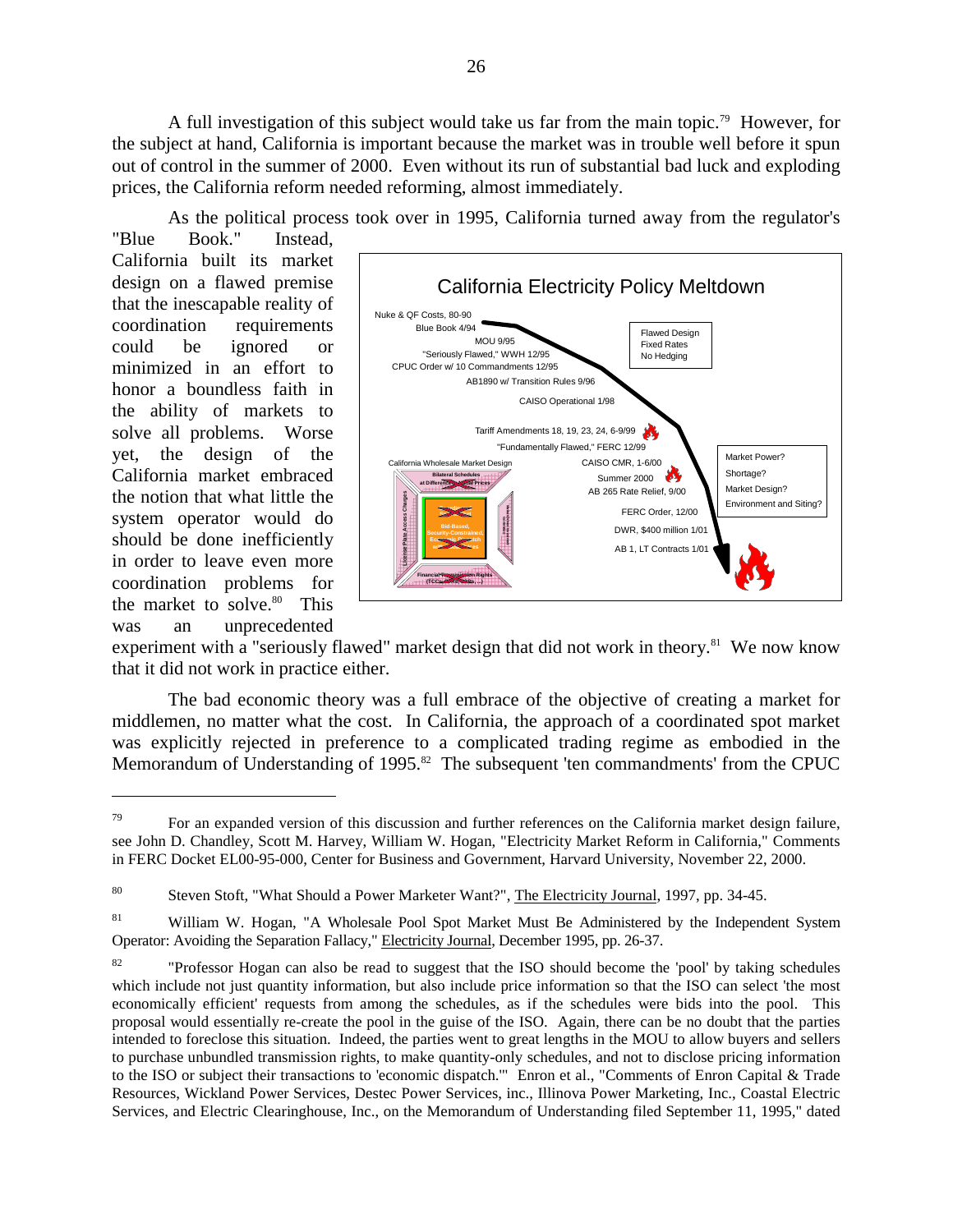A full investigation of this subject would take us far from the main topic.[79] However, for the subject at hand, California is important because the market was in trouble well before it spun out of control in the summer of 2000. Even without its run of substantial bad luck and exploding prices, the California reform needed reforming, almost immediately.

As the political process took over in 1995, California turned away from the regulator's "Blue Book." Instead, California built its market design on a flawed premise that the inescapable reality of coordination requirements could be ignored or minimized in an effort to honor a boundless faith in the ability of markets to solve all problems. Worse yet, the design of the California market embraced the notion that what little the system operator would do should be done inefficiently in order to leave even more coordination problems for the market to solve.[80] This was an unprecedented experiment with a "seriously flawed" market design that did not work in theory.[81] We now know that it did not work in practice either.

California Electricity Policy Meltdown

- Nuke & QF Costs, 80-90
- Blue Book 4/94
- MOU 9/95
- "Seriously Flawed," WWH 12/95
- CPUC Order w/ 10 Commandments 12/95
- AB1890 w/ Transition Rules 9/96
- CAISO Operational 1/98
- Tariff Amendments 18, 19, 23, 24, 6-9/99
- "Fundamentally Flawed," FERC 12/99
- CAISO CMR, 1-6/00
- Summer 2000
- AB 265 Rate Relief, 9/00
- FERC Order, 12/00
- DWR, $400 million 1/01
- AB 1, LT Contracts 1/01

Flawed Design / Fixed Rates / No Hedging

Market Power? / Shortage? / Market Design? / Environment and Siting?

California Wholesale Market Design

The bad economic theory was a full embrace of the objective of creating a market for middlemen, no matter what the cost. In California, the approach of a coordinated spot market was explicitly rejected in preference to a complicated trading regime as embodied in the Memorandum of Understanding of 1995.[82] The subsequent 'ten commandments' from the CPUC

---

[79] For an expanded version of this discussion and further references on the California market design failure, see John D. Chandley, Scott M. Harvey, William W. Hogan, "Electricity Market Reform in California," Comments in FERC Docket EL00-95-000, Center for Business and Government, Harvard University, November 22, 2000.

[80] Steven Stoft, "What Should a Power Marketer Want?", The Electricity Journal, 1997, pp. 34-45.

[81] William W. Hogan, "A Wholesale Pool Spot Market Must Be Administered by the Independent System Operator: Avoiding the Separation Fallacy," Electricity Journal, December 1995, pp. 26-37.

[82] "Professor Hogan can also be read to suggest that the ISO should become the 'pool' by taking schedules which include not just quantity information, but also include price information so that the ISO can select 'the most economically efficient' requests from among the schedules, as if the schedules were bids into the pool. This proposal would essentially re-create the pool in the guise of the ISO. Again, there can be no doubt that the parties intended to foreclose this situation. Indeed, the parties went to great lengths in the MOU to allow buyers and sellers to purchase unbundled transmission rights, to make quantity-only schedules, and not to disclose pricing information to the ISO or subject their transactions to 'economic dispatch.'" Enron et al., "Comments of Enron Capital & Trade Resources, Wickland Power Services, Destec Power Services, inc., Illinova Power Marketing, Inc., Coastal Electric Services, and Electric Clearinghouse, Inc., on the Memorandum of Understanding filed September 11, 1995," dated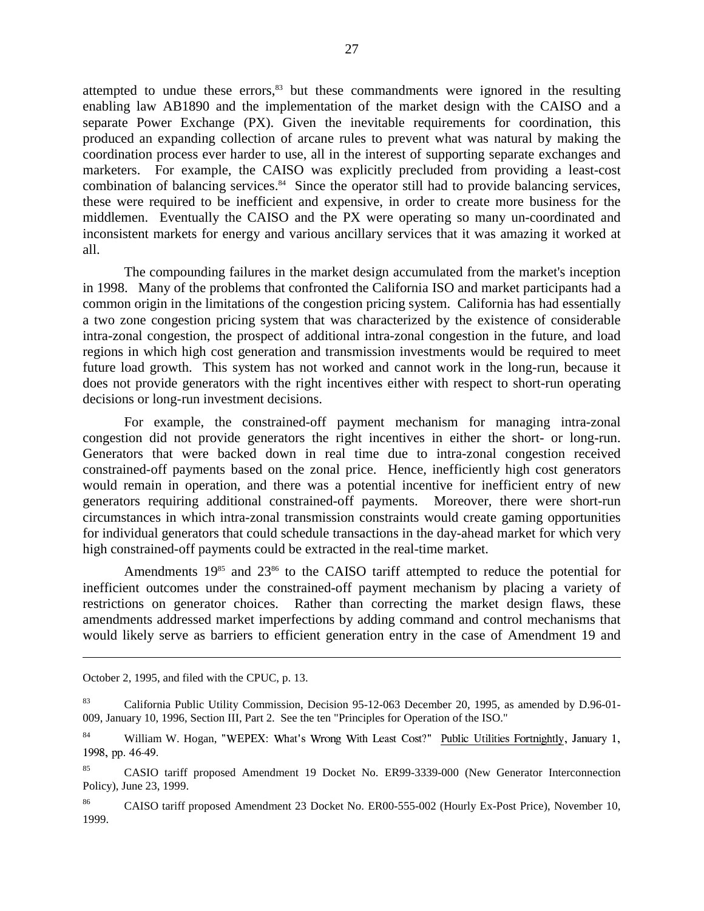attempted to undue these errors,[83] but these commandments were ignored in the resulting enabling law AB1890 and the implementation of the market design with the CAISO and a separate Power Exchange (PX). Given the inevitable requirements for coordination, this produced an expanding collection of arcane rules to prevent what was natural by making the coordination process ever harder to use, all in the interest of supporting separate exchanges and marketers. For example, the CAISO was explicitly precluded from providing a least-cost combination of balancing services.[84] Since the operator still had to provide balancing services, these were required to be inefficient and expensive, in order to create more business for the middlemen. Eventually the CAISO and the PX were operating so many un-coordinated and inconsistent markets for energy and various ancillary services that it was amazing it worked at all.

The compounding failures in the market design accumulated from the market's inception in 1998. Many of the problems that confronted the California ISO and market participants had a common origin in the limitations of the congestion pricing system. California has had essentially a two zone congestion pricing system that was characterized by the existence of considerable intra-zonal congestion, the prospect of additional intra-zonal congestion in the future, and load regions in which high cost generation and transmission investments would be required to meet future load growth. This system has not worked and cannot work in the long-run, because it does not provide generators with the right incentives either with respect to short-run operating decisions or long-run investment decisions.

For example, the constrained-off payment mechanism for managing intra-zonal congestion did not provide generators the right incentives in either the short- or long-run. Generators that were backed down in real time due to intra-zonal congestion received constrained-off payments based on the zonal price. Hence, inefficiently high cost generators would remain in operation, and there was a potential incentive for inefficient entry of new generators requiring additional constrained-off payments. Moreover, there were short-run circumstances in which intra-zonal transmission constraints would create gaming opportunities for individual generators that could schedule transactions in the day-ahead market for which very high constrained-off payments could be extracted in the real-time market.

Amendments 19[85] and 23[86] to the CAISO tariff attempted to reduce the potential for inefficient outcomes under the constrained-off payment mechanism by placing a variety of restrictions on generator choices. Rather than correcting the market design flaws, these amendments addressed market imperfections by adding command and control mechanisms that would likely serve as barriers to efficient generation entry in the case of Amendment 19 and

---

October 2, 1995, and filed with the CPUC, p. 13.

[83] California Public Utility Commission, Decision 95-12-063 December 20, 1995, as amended by D.96-01-009, January 10, 1996, Section III, Part 2. See the ten "Principles for Operation of the ISO."

[84] William W. Hogan, "WEPEX: What's Wrong With Least Cost?" Public Utilities Fortnightly, January 1, 1998, pp. 46-49.

[85] CASIO tariff proposed Amendment 19 Docket No. ER99-3339-000 (New Generator Interconnection Policy), June 23, 1999.

[86] CAISO tariff proposed Amendment 23 Docket No. ER00-555-002 (Hourly Ex-Post Price), November 10, 1999.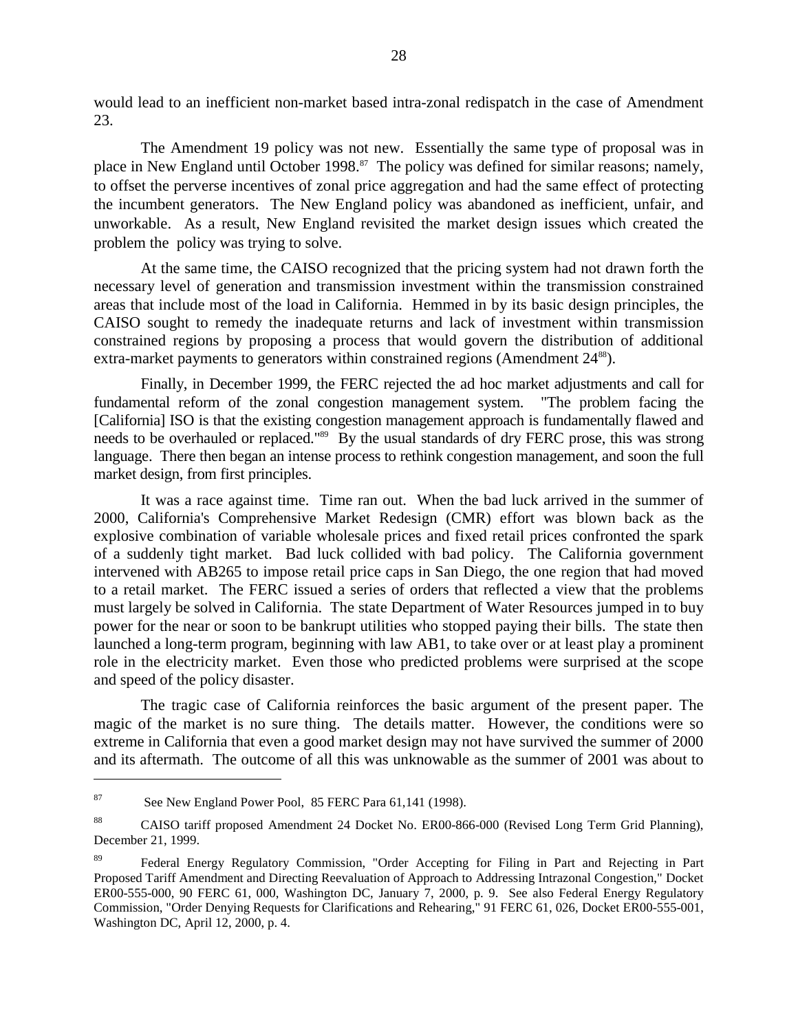would lead to an inefficient non-market based intra-zonal redispatch in the case of Amendment 23.

The Amendment 19 policy was not new. Essentially the same type of proposal was in place in New England until October 1998.[87] The policy was defined for similar reasons; namely, to offset the perverse incentives of zonal price aggregation and had the same effect of protecting the incumbent generators. The New England policy was abandoned as inefficient, unfair, and unworkable. As a result, New England revisited the market design issues which created the problem the policy was trying to solve.

At the same time, the CAISO recognized that the pricing system had not drawn forth the necessary level of generation and transmission investment within the transmission constrained areas that include most of the load in California. Hemmed in by its basic design principles, the CAISO sought to remedy the inadequate returns and lack of investment within transmission constrained regions by proposing a process that would govern the distribution of additional extra-market payments to generators within constrained regions (Amendment 24[88]).

Finally, in December 1999, the FERC rejected the ad hoc market adjustments and call for fundamental reform of the zonal congestion management system. "The problem facing the [California] ISO is that the existing congestion management approach is fundamentally flawed and needs to be overhauled or replaced."[89] By the usual standards of dry FERC prose, this was strong language. There then began an intense process to rethink congestion management, and soon the full market design, from first principles.

It was a race against time. Time ran out. When the bad luck arrived in the summer of 2000, California's Comprehensive Market Redesign (CMR) effort was blown back as the explosive combination of variable wholesale prices and fixed retail prices confronted the spark of a suddenly tight market. Bad luck collided with bad policy. The California government intervened with AB265 to impose retail price caps in San Diego, the one region that had moved to a retail market. The FERC issued a series of orders that reflected a view that the problems must largely be solved in California. The state Department of Water Resources jumped in to buy power for the near or soon to be bankrupt utilities who stopped paying their bills. The state then launched a long-term program, beginning with law AB1, to take over or at least play a prominent role in the electricity market. Even those who predicted problems were surprised at the scope and speed of the policy disaster.

The tragic case of California reinforces the basic argument of the present paper. The magic of the market is no sure thing. The details matter. However, the conditions were so extreme in California that even a good market design may not have survived the summer of 2000 and its aftermath. The outcome of all this was unknowable as the summer of 2001 was about to

---

[87] See New England Power Pool, 85 FERC Para 61,141 (1998).

[88] CAISO tariff proposed Amendment 24 Docket No. ER00-866-000 (Revised Long Term Grid Planning), December 21, 1999.

[89] Federal Energy Regulatory Commission, "Order Accepting for Filing in Part and Rejecting in Part Proposed Tariff Amendment and Directing Reevaluation of Approach to Addressing Intrazonal Congestion," Docket ER00-555-000, 90 FERC 61, 000, Washington DC, January 7, 2000, p. 9. See also Federal Energy Regulatory Commission, "Order Denying Requests for Clarifications and Rehearing," 91 FERC 61, 026, Docket ER00-555-001, Washington DC, April 12, 2000, p. 4.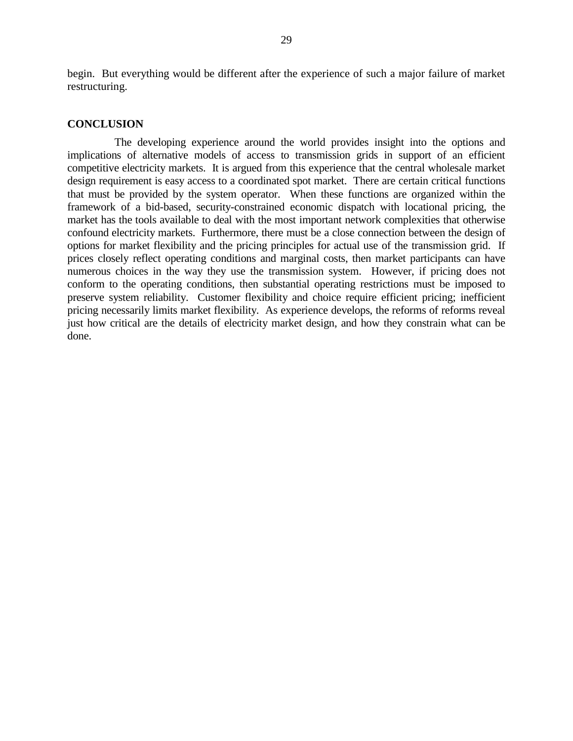begin. But everything would be different after the experience of such a major failure of market restructuring.

## CONCLUSION

The developing experience around the world provides insight into the options and implications of alternative models of access to transmission grids in support of an efficient competitive electricity markets. It is argued from this experience that the central wholesale market design requirement is easy access to a coordinated spot market. There are certain critical functions that must be provided by the system operator. When these functions are organized within the framework of a bid-based, security-constrained economic dispatch with locational pricing, the market has the tools available to deal with the most important network complexities that otherwise confound electricity markets. Furthermore, there must be a close connection between the design of options for market flexibility and the pricing principles for actual use of the transmission grid. If prices closely reflect operating conditions and marginal costs, then market participants can have numerous choices in the way they use the transmission system. However, if pricing does not conform to the operating conditions, then substantial operating restrictions must be imposed to preserve system reliability. Customer flexibility and choice require efficient pricing; inefficient pricing necessarily limits market flexibility. As experience develops, the reforms of reforms reveal just how critical are the details of electricity market design, and how they constrain what can be done.